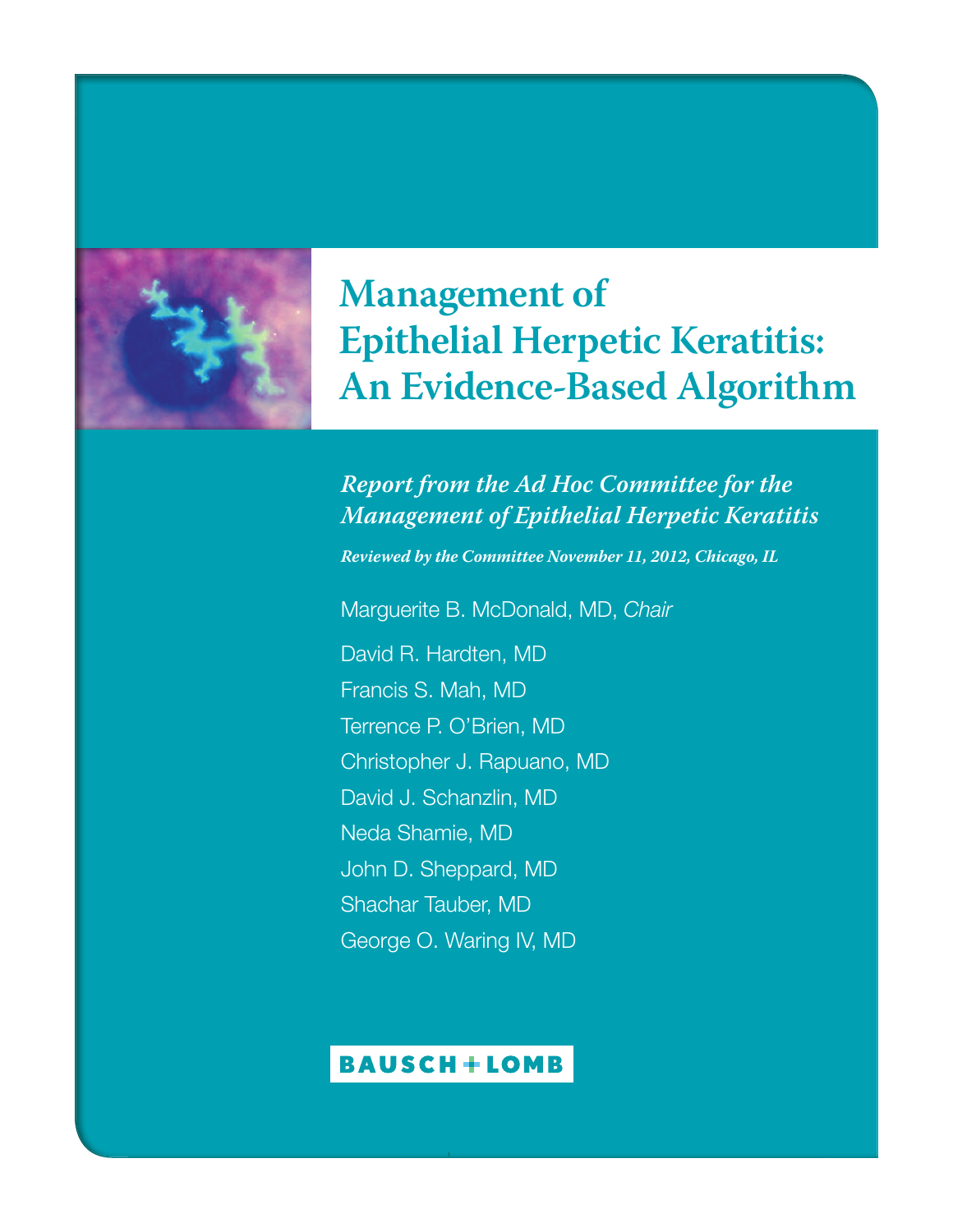# Management of Epithelial Herpetic Keratitis: An Evidence-Based Algorithm

## *Report from the Ad Hoc Committee for the Management of Epithelial Herpetic Keratitis*

***Reviewed by the Committee November 11, 2012, Chicago, IL***

Marguerite B. McDonald, MD, *Chair*

David R. Hardten, MD

Francis S. Mah, MD

Terrence P. O'Brien, MD

Christopher J. Rapuano, MD

David J. Schanzlin, MD

Neda Shamie, MD

John D. Sheppard, MD

Shachar Tauber, MD

George O. Waring IV, MD

BAUSCH + LOMB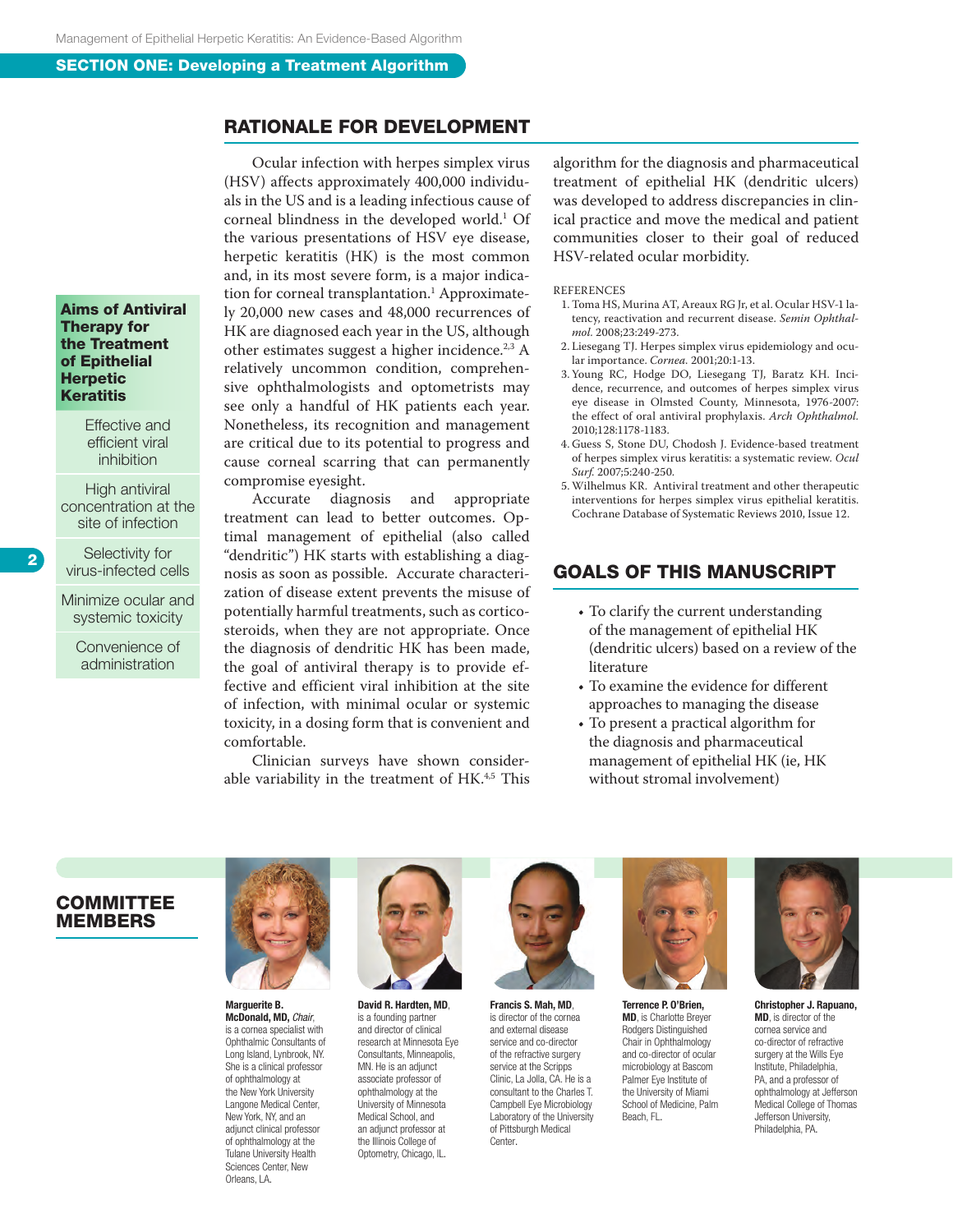## SECTION ONE: Developing a Treatment Algorithm

## RATIONALE FOR DEVELOPMENT

Ocular infection with herpes simplex virus (HSV) affects approximately 400,000 individuals in the US and is a leading infectious cause of corneal blindness in the developed world.[1] Of the various presentations of HSV eye disease, herpetic keratitis (HK) is the most common and, in its most severe form, is a major indication for corneal transplantation.[1] Approximately 20,000 new cases and 48,000 recurrences of HK are diagnosed each year in the US, although other estimates suggest a higher incidence.[2,3] A relatively uncommon condition, comprehensive ophthalmologists and optometrists may see only a handful of HK patients each year. Nonetheless, its recognition and management are critical due to its potential to progress and cause corneal scarring that can permanently compromise eyesight.

Accurate diagnosis and appropriate treatment can lead to better outcomes. Optimal management of epithelial (also called "dendritic") HK starts with establishing a diagnosis as soon as possible. Accurate characterization of disease extent prevents the misuse of potentially harmful treatments, such as corticosteroids, when they are not appropriate. Once the diagnosis of dendritic HK has been made, the goal of antiviral therapy is to provide effective and efficient viral inhibition at the site of infection, with minimal ocular or systemic toxicity, in a dosing form that is convenient and comfortable.

Clinician surveys have shown considerable variability in the treatment of HK.[4,5] This algorithm for the diagnosis and pharmaceutical treatment of epithelial HK (dendritic ulcers) was developed to address discrepancies in clinical practice and move the medical and patient communities closer to their goal of reduced HSV-related ocular morbidity.

### Aims of Antiviral Therapy for the Treatment of Epithelial Herpetic Keratitis

- Effective and efficient viral inhibition
- High antiviral concentration at the site of infection
- Selectivity for virus-infected cells
- Minimize ocular and systemic toxicity
- Convenience of administration

REFERENCES

1. Toma HS, Murina AT, Areaux RG Jr, et al. Ocular HSV-1 latency, reactivation and recurrent disease. *Semin Ophthalmol.* 2008;23:249-273.
2. Liesegang TJ. Herpes simplex virus epidemiology and ocular importance. *Cornea.* 2001;20:1-13.
3. Young RC, Hodge DO, Liesegang TJ, Baratz KH. Incidence, recurrence, and outcomes of herpes simplex virus eye disease in Olmsted County, Minnesota, 1976-2007: the effect of oral antiviral prophylaxis. *Arch Ophthalmol.* 2010;128:1178-1183.
4. Guess S, Stone DU, Chodosh J. Evidence-based treatment of herpes simplex virus keratitis: a systematic review. *Ocul Surf.* 2007;5:240-250.
5. Wilhelmus KR. Antiviral treatment and other therapeutic interventions for herpes simplex virus epithelial keratitis. Cochrane Database of Systematic Reviews 2010, Issue 12.

## GOALS OF THIS MANUSCRIPT

- To clarify the current understanding of the management of epithelial HK (dendritic ulcers) based on a review of the literature
- To examine the evidence for different approaches to managing the disease
- To present a practical algorithm for the diagnosis and pharmaceutical management of epithelial HK (ie, HK without stromal involvement)

## COMMITTEE MEMBERS

**Marguerite B. McDonald, MD,** *Chair*, is a cornea specialist with Ophthalmic Consultants of Long Island, Lynbrook, NY. She is a clinical professor of ophthalmology at the New York University Langone Medical Center, New York, NY, and an adjunct clinical professor of ophthalmology at the Tulane University Health Sciences Center, New Orleans, LA.

**David R. Hardten, MD,** is a founding partner and director of clinical research at Minnesota Eye Consultants, Minneapolis, MN. He is an adjunct associate professor of ophthalmology at the University of Minnesota Medical School, and an adjunct professor at the Illinois College of Optometry, Chicago, IL.

**Francis S. Mah, MD,** is director of the cornea and external disease service and co-director of the refractive surgery service at the Scripps Clinic, La Jolla, CA. He is a consultant to the Charles T. Campbell Eye Microbiology Laboratory of the University of Pittsburgh Medical Center.

**Terrence P. O'Brien, MD,** is Charlotte Breyer Rodgers Distinguished Chair in Ophthalmology and co-director of ocular microbiology at Bascom Palmer Eye Institute of the University of Miami School of Medicine, Palm Beach, FL.

**Christopher J. Rapuano, MD,** is director of the cornea service and co-director of refractive surgery at the Wills Eye Institute, Philadelphia, PA, and a professor of ophthalmology at Jefferson Medical College of Thomas Jefferson University, Philadelphia, PA.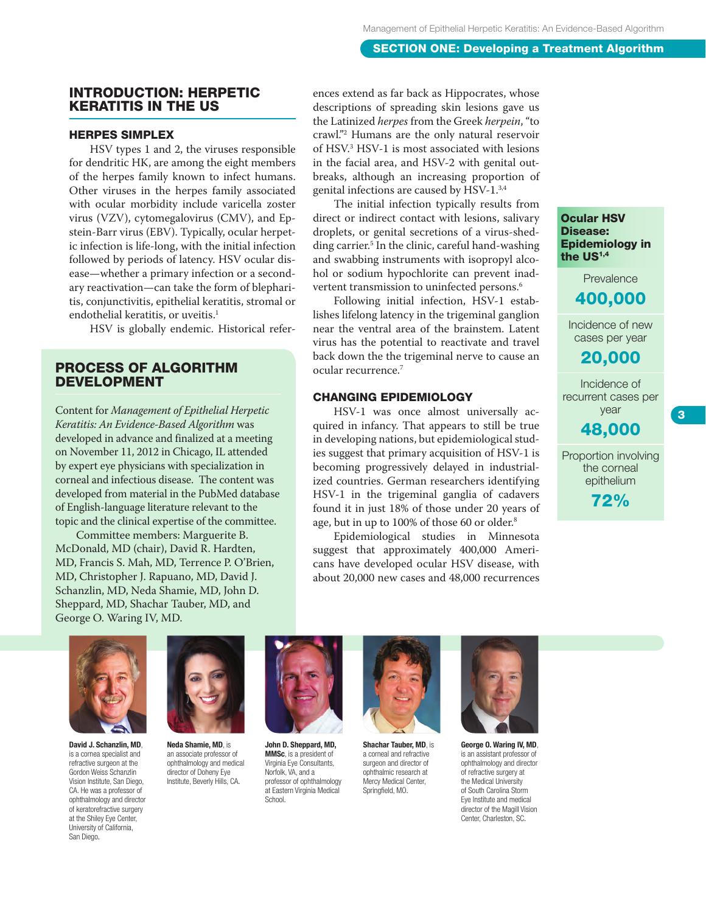## SECTION ONE: Developing a Treatment Algorithm

# INTRODUCTION: HERPETIC KERATITIS IN THE US

### HERPES SIMPLEX

HSV types 1 and 2, the viruses responsible for dendritic HK, are among the eight members of the herpes family known to infect humans. Other viruses in the herpes family associated with ocular morbidity include varicella zoster virus (VZV), cytomegalovirus (CMV), and Epstein-Barr virus (EBV). Typically, ocular herpetic infection is life-long, with the initial infection followed by periods of latency. HSV ocular disease—whether a primary infection or a secondary reactivation—can take the form of blepharitis, conjunctivitis, epithelial keratitis, stromal or endothelial keratitis, or uveitis.[1]

HSV is globally endemic. Historical references extend as far back as Hippocrates, whose descriptions of spreading skin lesions gave us the Latinized *herpes* from the Greek *herpein*, "to crawl."[2] Humans are the only natural reservoir of HSV.[3] HSV-1 is most associated with lesions in the facial area, and HSV-2 with genital outbreaks, although an increasing proportion of genital infections are caused by HSV-1.[3,4]

The initial infection typically results from direct or indirect contact with lesions, salivary droplets, or genital secretions of a virus-shedding carrier.[5] In the clinic, careful hand-washing and swabbing instruments with isopropyl alcohol or sodium hypochlorite can prevent inadvertent transmission to uninfected persons.[6]

Following initial infection, HSV-1 establishes lifelong latency in the trigeminal ganglion near the ventral area of the brainstem. Latent virus has the potential to reactivate and travel back down the the trigeminal nerve to cause an ocular recurrence.[7]

### CHANGING EPIDEMIOLOGY

HSV-1 was once almost universally acquired in infancy. That appears to still be true in developing nations, but epidemiological studies suggest that primary acquisition of HSV-1 is becoming progressively delayed in industrialized countries. German researchers identifying HSV-1 in the trigeminal ganglia of cadavers found it in just 18% of those under 20 years of age, but in up to 100% of those 60 or older.[8]

Epidemiological studies in Minnesota suggest that approximately 400,000 Americans have developed ocular HSV disease, with about 20,000 new cases and 48,000 recurrences

**Ocular HSV Disease: Epidemiology in the US[1,4]**

| | |
|---|---|
| Prevalence | **400,000** |
| Incidence of new cases per year | **20,000** |
| Incidence of recurrent cases per year | **48,000** |
| Proportion involving the corneal epithelium | **72%** |

## PROCESS OF ALGORITHM DEVELOPMENT

Content for *Management of Epithelial Herpetic Keratitis: An Evidence-Based Algorithm* was developed in advance and finalized at a meeting on November 11, 2012 in Chicago, IL attended by expert eye physicians with specialization in corneal and infectious disease. The content was developed from material in the PubMed database of English-language literature relevant to the topic and the clinical expertise of the committee.

Committee members: Marguerite B. McDonald, MD (chair), David R. Hardten, MD, Francis S. Mah, MD, Terrence P. O'Brien, MD, Christopher J. Rapuano, MD, David J. Schanzlin, MD, Neda Shamie, MD, John D. Sheppard, MD, Shachar Tauber, MD, and George O. Waring IV, MD.

**David J. Schanzlin, MD**, is a cornea specialist and refractive surgeon at the Gordon Weiss Schanzlin Vision Institute, San Diego, CA. He was a professor of ophthalmology and director of keratorefractive surgery at the Shiley Eye Center, University of California, San Diego.

**Neda Shamie, MD**, is an associate professor of ophthalmology and medical director of Doheny Eye Institute, Beverly Hills, CA.

**John D. Sheppard, MD, MMSc**, is a president of Virginia Eye Consultants, Norfolk, VA, and a professor of ophthalmology at Eastern Virginia Medical School.

**Shachar Tauber, MD**, is a corneal and refractive surgeon and director of ophthalmic research at Mercy Medical Center, Springfield, MO.

**George O. Waring IV, MD**, is an assistant professor of ophthalmology and director of refractive surgery at the Medical University of South Carolina Storm Eye Institute and medical director of the Magill Vision Center, Charleston, SC.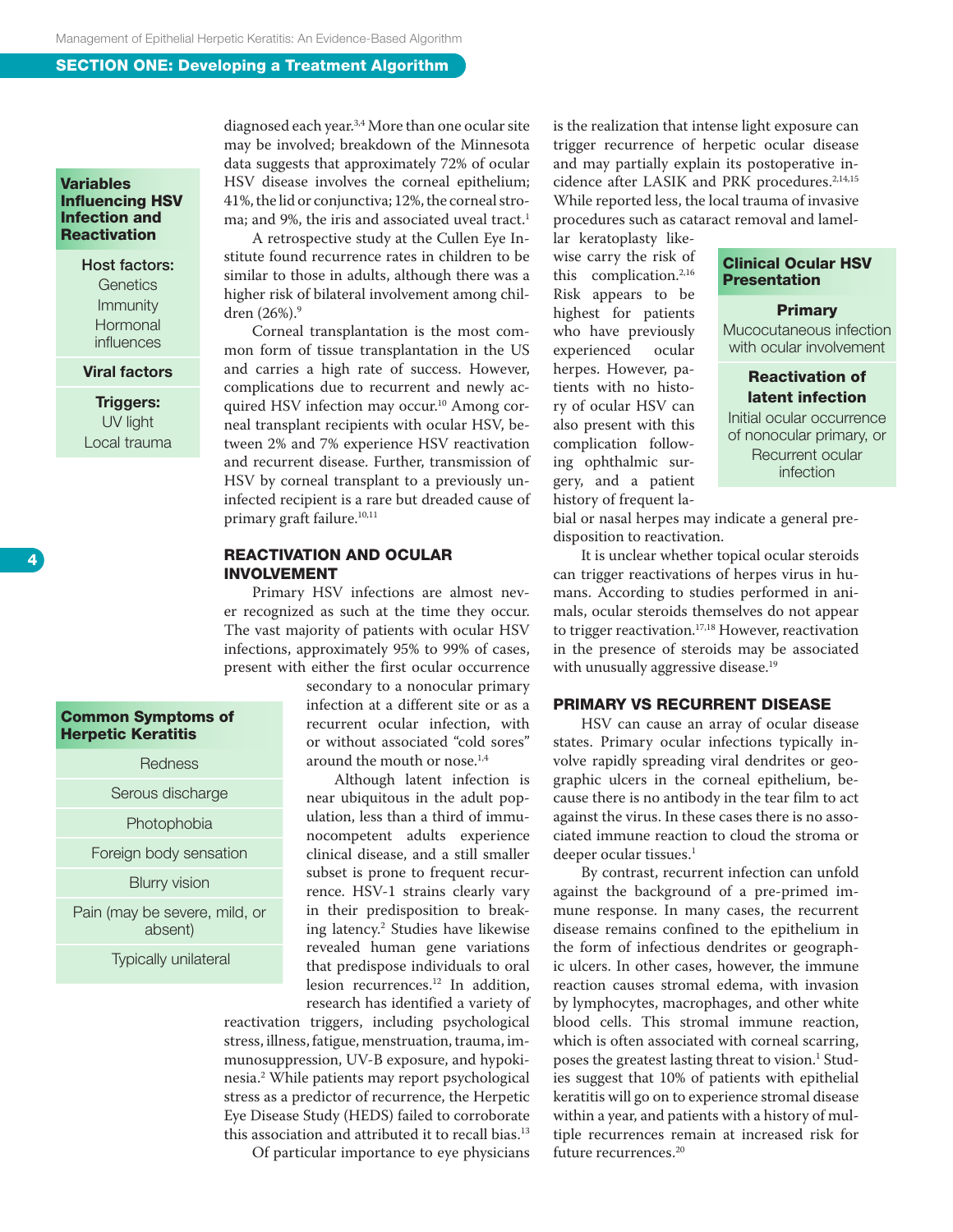## SECTION ONE: Developing a Treatment Algorithm

diagnosed each year.[3,4] More than one ocular site may be involved; breakdown of the Minnesota data suggests that approximately 72% of ocular HSV disease involves the corneal epithelium; 41%, the lid or conjunctiva; 12%, the corneal stroma; and 9%, the iris and associated uveal tract.[1]

A retrospective study at the Cullen Eye Institute found recurrence rates in children to be similar to those in adults, although there was a higher risk of bilateral involvement among children (26%).[9]

Corneal transplantation is the most common form of tissue transplantation in the US and carries a high rate of success. However, complications due to recurrent and newly acquired HSV infection may occur.[10] Among corneal transplant recipients with ocular HSV, between 2% and 7% experience HSV reactivation and recurrent disease. Further, transmission of HSV by corneal transplant to a previously uninfected recipient is a rare but dreaded cause of primary graft failure.[10,11]

| Variables Influencing HSV Infection and Reactivation |
|---|
| **Host factors:** Genetics, Immunity, Hormonal influences |
| **Viral factors** |
| **Triggers:** UV light, Local trauma |

### REACTIVATION AND OCULAR INVOLVEMENT

Primary HSV infections are almost never recognized as such at the time they occur. The vast majority of patients with ocular HSV infections, approximately 95% to 99% of cases, present with either the first ocular occurrence secondary to a nonocular primary infection at a different site or as a recurrent ocular infection, with or without associated "cold sores" around the mouth or nose.[1,4]

Although latent infection is near ubiquitous in the adult population, less than a third of immunocompetent adults experience clinical disease, and a still smaller subset is prone to frequent recurrence. HSV-1 strains clearly vary in their predisposition to breaking latency.[2] Studies have likewise revealed human gene variations that predispose individuals to oral lesion recurrences.[12] In addition, research has identified a variety of reactivation triggers, including psychological stress, illness, fatigue, menstruation, trauma, immunosuppression, UV-B exposure, and hypokinesia.[2] While patients may report psychological stress as a predictor of recurrence, the Herpetic Eye Disease Study (HEDS) failed to corroborate this association and attributed it to recall bias.[13]

| Common Symptoms of Herpetic Keratitis |
|---|
| Redness |
| Serous discharge |
| Photophobia |
| Foreign body sensation |
| Blurry vision |
| Pain (may be severe, mild, or absent) |
| Typically unilateral |

Of particular importance to eye physicians is the realization that intense light exposure can trigger recurrence of herpetic ocular disease and may partially explain its postoperative incidence after LASIK and PRK procedures.[2,14,15] While reported less, the local trauma of invasive procedures such as cataract removal and lamellar keratoplasty likewise carry the risk of this complication.[2,16] Risk appears to be highest for patients who have previously experienced ocular herpes. However, patients with no history of ocular HSV can also present with this complication following ophthalmic surgery, and a patient history of frequent labial or nasal herpes may indicate a general predisposition to reactivation.

| Clinical Ocular HSV Presentation |
|---|
| **Primary** Mucocutaneous infection with ocular involvement |
| **Reactivation of latent infection** Initial ocular occurrence of nonocular primary, or Recurrent ocular infection |

It is unclear whether topical ocular steroids can trigger reactivations of herpes virus in humans. According to studies performed in animals, ocular steroids themselves do not appear to trigger reactivation.[17,18] However, reactivation in the presence of steroids may be associated with unusually aggressive disease.[19]

### PRIMARY VS RECURRENT DISEASE

HSV can cause an array of ocular disease states. Primary ocular infections typically involve rapidly spreading viral dendrites or geographic ulcers in the corneal epithelium, because there is no antibody in the tear film to act against the virus. In these cases there is no associated immune reaction to cloud the stroma or deeper ocular tissues.[1]

By contrast, recurrent infection can unfold against the background of a pre-primed immune response. In many cases, the recurrent disease remains confined to the epithelium in the form of infectious dendrites or geographic ulcers. In other cases, however, the immune reaction causes stromal edema, with invasion by lymphocytes, macrophages, and other white blood cells. This stromal immune reaction, which is often associated with corneal scarring, poses the greatest lasting threat to vision.[1] Studies suggest that 10% of patients with epithelial keratitis will go on to experience stromal disease within a year, and patients with a history of multiple recurrences remain at increased risk for future recurrences.[20]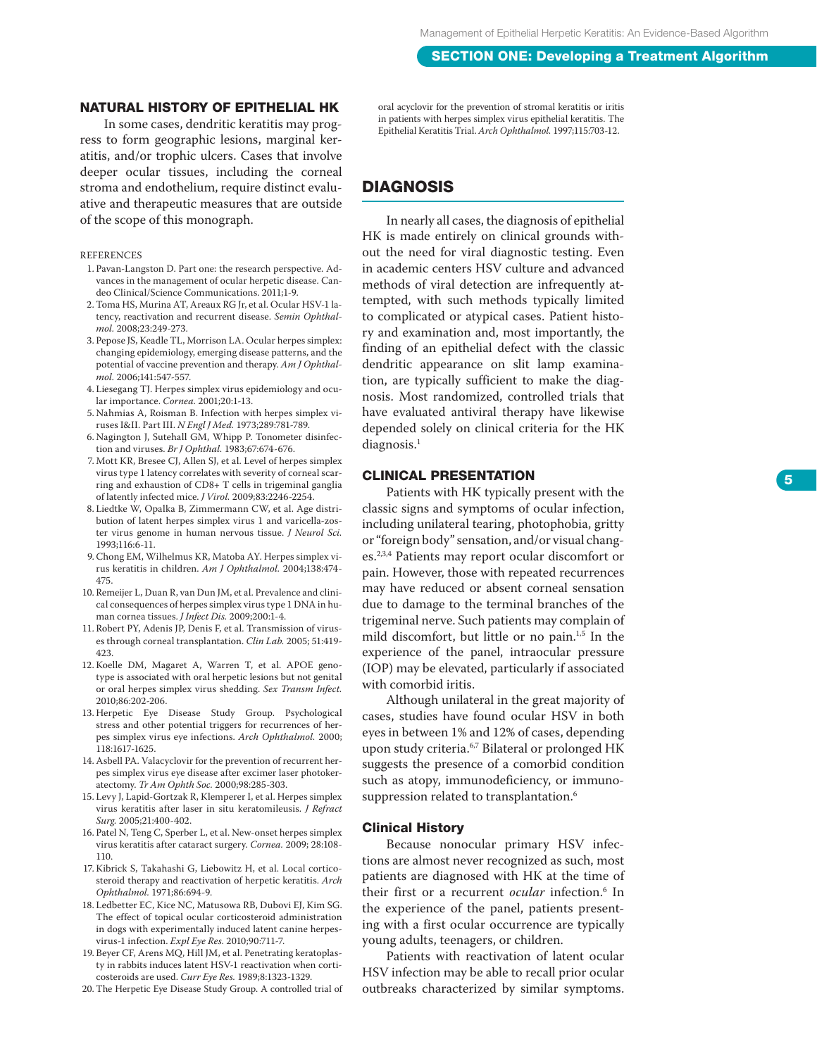## NATURAL HISTORY OF EPITHELIAL HK

In some cases, dendritic keratitis may progress to form geographic lesions, marginal keratitis, and/or trophic ulcers. Cases that involve deeper ocular tissues, including the corneal stroma and endothelium, require distinct evaluative and therapeutic measures that are outside of the scope of this monograph.

REFERENCES

1. Pavan-Langston D. Part one: the research perspective. Advances in the management of ocular herpetic disease. Candeo Clinical/Science Communications. 2011;1-9.
2. Toma HS, Murina AT, Areaux RG Jr, et al. Ocular HSV-1 latency, reactivation and recurrent disease. *Semin Ophthalmol.* 2008;23:249-273.
3. Pepose JS, Keadle TL, Morrison LA. Ocular herpes simplex: changing epidemiology, emerging disease patterns, and the potential of vaccine prevention and therapy. *Am J Ophthalmol.* 2006;141:547-557.
4. Liesegang TJ. Herpes simplex virus epidemiology and ocular importance. *Cornea.* 2001;20:1-13.
5. Nahmias A, Roisman B. Infection with herpes simplex viruses I&II. Part III. *N Engl J Med.* 1973;289:781-789.
6. Nagington J, Sutehall GM, Whipp P. Tonometer disinfection and viruses. *Br J Ophthal.* 1983;67:674-676.
7. Mott KR, Bresee CJ, Allen SJ, et al. Level of herpes simplex virus type 1 latency correlates with severity of corneal scarring and exhaustion of CD8+ T cells in trigeminal ganglia of latently infected mice. *J Virol.* 2009;83:2246-2254.
8. Liedtke W, Opalka B, Zimmermann CW, et al. Age distribution of latent herpes simplex virus 1 and varicella-zoster virus genome in human nervous tissue. *J Neurol Sci.* 1993;116:6-11.
9. Chong EM, Wilhelmus KR, Matoba AY. Herpes simplex virus keratitis in children. *Am J Ophthalmol.* 2004;138:474-475.
10. Remeijer L, Duan R, van Dun JM, et al. Prevalence and clinical consequences of herpes simplex virus type 1 DNA in human cornea tissues. *J Infect Dis.* 2009;200:1-4.
11. Robert PY, Adenis JP, Denis F, et al. Transmission of viruses through corneal transplantation. *Clin Lab.* 2005; 51:419-423.
12. Koelle DM, Magaret A, Warren T, et al. APOE genotype is associated with oral herpetic lesions but not genital or oral herpes simplex virus shedding. *Sex Transm Infect.* 2010;86:202-206.
13. Herpetic Eye Disease Study Group. Psychological stress and other potential triggers for recurrences of herpes simplex virus eye infections. *Arch Ophthalmol.* 2000; 118:1617-1625.
14. Asbell PA. Valacyclovir for the prevention of recurrent herpes simplex virus eye disease after excimer laser photokeratectomy. *Tr Am Ophth Soc.* 2000;98:285-303.
15. Levy J, Lapid-Gortzak R, Klemperer I, et al. Herpes simplex virus keratitis after laser in situ keratomileusis. *J Refract Surg.* 2005;21:400-402.
16. Patel N, Teng C, Sperber L, et al. New-onset herpes simplex virus keratitis after cataract surgery. *Cornea.* 2009; 28:108-110.
17. Kibrick S, Takahashi G, Liebowitz H, et al. Local corticosteroid therapy and reactivation of herpetic keratitis. *Arch Ophthalmol.* 1971;86:694-9.
18. Ledbetter EC, Kice NC, Matusowa RB, Dubovi EJ, Kim SG. The effect of topical ocular corticosteroid administration in dogs with experimentally induced latent canine herpesvirus-1 infection. *Expl Eye Res.* 2010;90:711-7.
19. Beyer CF, Arens MQ, Hill JM, et al. Penetrating keratoplasty in rabbits induces latent HSV-1 reactivation when corticosteroids are used. *Curr Eye Res.* 1989;8:1323-1329.
20. The Herpetic Eye Disease Study Group. A controlled trial of oral acyclovir for the prevention of stromal keratitis or iritis in patients with herpes simplex virus epithelial keratitis. The Epithelial Keratitis Trial. *Arch Ophthalmol.* 1997;115:703-12.

## DIAGNOSIS

In nearly all cases, the diagnosis of epithelial HK is made entirely on clinical grounds without the need for viral diagnostic testing. Even in academic centers HSV culture and advanced methods of viral detection are infrequently attempted, with such methods typically limited to complicated or atypical cases. Patient history and examination and, most importantly, the finding of an epithelial defect with the classic dendritic appearance on slit lamp examination, are typically sufficient to make the diagnosis. Most randomized, controlled trials that have evaluated antiviral therapy have likewise depended solely on clinical criteria for the HK diagnosis.[1]

### CLINICAL PRESENTATION

Patients with HK typically present with the classic signs and symptoms of ocular infection, including unilateral tearing, photophobia, gritty or "foreign body" sensation, and/or visual changes.[2,3,4] Patients may report ocular discomfort or pain. However, those with repeated recurrences may have reduced or absent corneal sensation due to damage to the terminal branches of the trigeminal nerve. Such patients may complain of mild discomfort, but little or no pain.[1,5] In the experience of the panel, intraocular pressure (IOP) may be elevated, particularly if associated with comorbid iritis.

Although unilateral in the great majority of cases, studies have found ocular HSV in both eyes in between 1% and 12% of cases, depending upon study criteria.[6,7] Bilateral or prolonged HK suggests the presence of a comorbid condition such as atopy, immunodeficiency, or immunosuppression related to transplantation.[6]

#### Clinical History

Because nonocular primary HSV infections are almost never recognized as such, most patients are diagnosed with HK at the time of their first or a recurrent *ocular* infection.[6] In the experience of the panel, patients presenting with a first ocular occurrence are typically young adults, teenagers, or children.

Patients with reactivation of latent ocular HSV infection may be able to recall prior ocular outbreaks characterized by similar symptoms.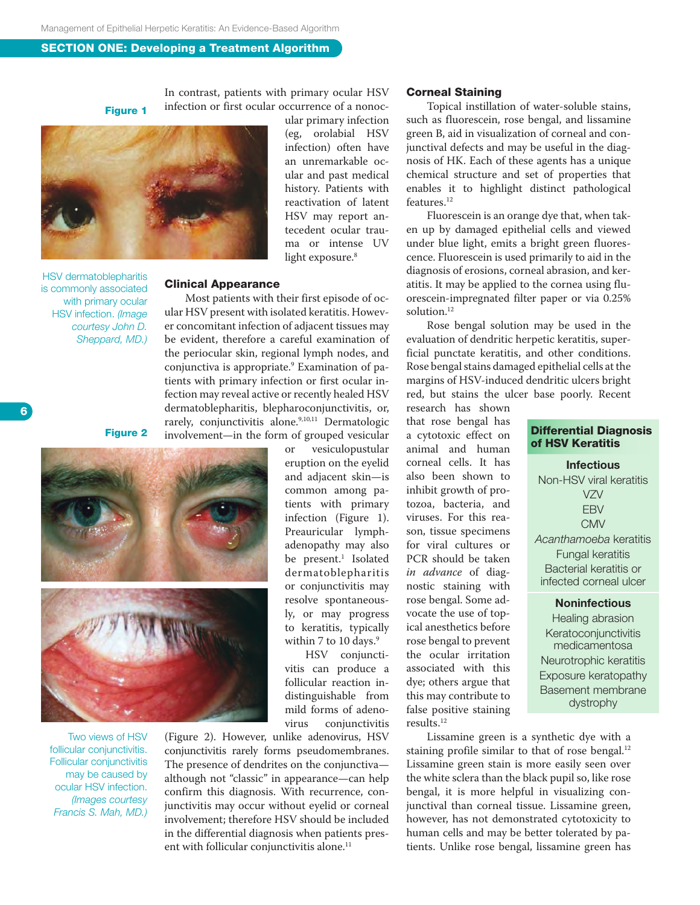In contrast, patients with primary ocular HSV infection or first ocular occurrence of a nonocular primary infection (eg, orolabial HSV infection) often have an unremarkable ocular and past medical history. Patients with reactivation of latent HSV may report antecedent ocular trauma or intense UV light exposure.[8]

**Figure 1**

HSV dermatoblepharitis is commonly associated with primary ocular HSV infection. *(Image courtesy John D. Sheppard, MD.)*

### Clinical Appearance

Most patients with their first episode of ocular HSV present with isolated keratitis. However concomitant infection of adjacent tissues may be evident, therefore a careful examination of the periocular skin, regional lymph nodes, and conjunctiva is appropriate.[9] Examination of patients with primary infection or first ocular infection may reveal active or recently healed HSV dermatoblepharitis, blepharoconjunctivitis, or, rarely, conjunctivitis alone.[9,10,11] Dermatologic involvement—in the form of grouped vesicular or vesiculopustular eruption on the eyelid and adjacent skin—is common among patients with primary infection (Figure 1). Preauricular lymphadenopathy may also be present.[1] Isolated dermatoblepharitis or conjunctivitis may resolve spontaneously, or may progress to keratitis, typically within 7 to 10 days.[9]

HSV conjunctivitis can produce a follicular reaction indistinguishable from mild forms of adenovirus conjunctivitis (Figure 2). However, unlike adenovirus, HSV conjunctivitis rarely forms pseudomembranes. The presence of dendrites on the conjunctiva—although not "classic" in appearance—can help confirm this diagnosis. With recurrence, conjunctivitis may occur without eyelid or corneal involvement; therefore HSV should be included in the differential diagnosis when patients present with follicular conjunctivitis alone.[11]

**Figure 2**

Two views of HSV follicular conjunctivitis. Follicular conjunctivitis may be caused by ocular HSV infection. *(Images courtesy Francis S. Mah, MD.)*

### Corneal Staining

Topical instillation of water-soluble stains, such as fluorescein, rose bengal, and lissamine green B, aid in visualization of corneal and conjunctival defects and may be useful in the diagnosis of HK. Each of these agents has a unique chemical structure and set of properties that enables it to highlight distinct pathological features.[12]

Fluorescein is an orange dye that, when taken up by damaged epithelial cells and viewed under blue light, emits a bright green fluorescence. Fluorescein is used primarily to aid in the diagnosis of erosions, corneal abrasion, and keratitis. It may be applied to the cornea using fluorescein-impregnated filter paper or via 0.25% solution.[12]

Rose bengal solution may be used in the evaluation of dendritic herpetic keratitis, superficial punctate keratitis, and other conditions. Rose bengal stains damaged epithelial cells at the margins of HSV-induced dendritic ulcers bright red, but stains the ulcer base poorly. Recent research has shown that rose bengal has a cytotoxic effect on animal and human corneal cells. It has also been shown to inhibit growth of protozoa, bacteria, and viruses. For this reason, tissue specimens for viral cultures or PCR should be taken *in advance* of diagnostic staining with rose bengal. Some advocate the use of topical anesthetics before rose bengal to prevent the ocular irritation associated with this dye; others argue that this may contribute to false positive staining results.[12]

Lissamine green is a synthetic dye with a staining profile similar to that of rose bengal.[12] Lissamine green stain is more easily seen over the white sclera than the black pupil so, like rose bengal, it is more helpful in visualizing conjunctival than corneal tissue. Lissamine green, however, has not demonstrated cytotoxicity to human cells and may be better tolerated by patients. Unlike rose bengal, lissamine green has

**Differential Diagnosis of HSV Keratitis**

**Infectious**
- Non-HSV viral keratitis
  - VZV
  - EBV
  - CMV
- *Acanthamoeba* keratitis
- Fungal keratitis
- Bacterial keratitis or infected corneal ulcer

**Noninfectious**
- Healing abrasion
- Keratoconjunctivitis medicamentosa
- Neurotrophic keratitis
- Exposure keratopathy
- Basement membrane dystrophy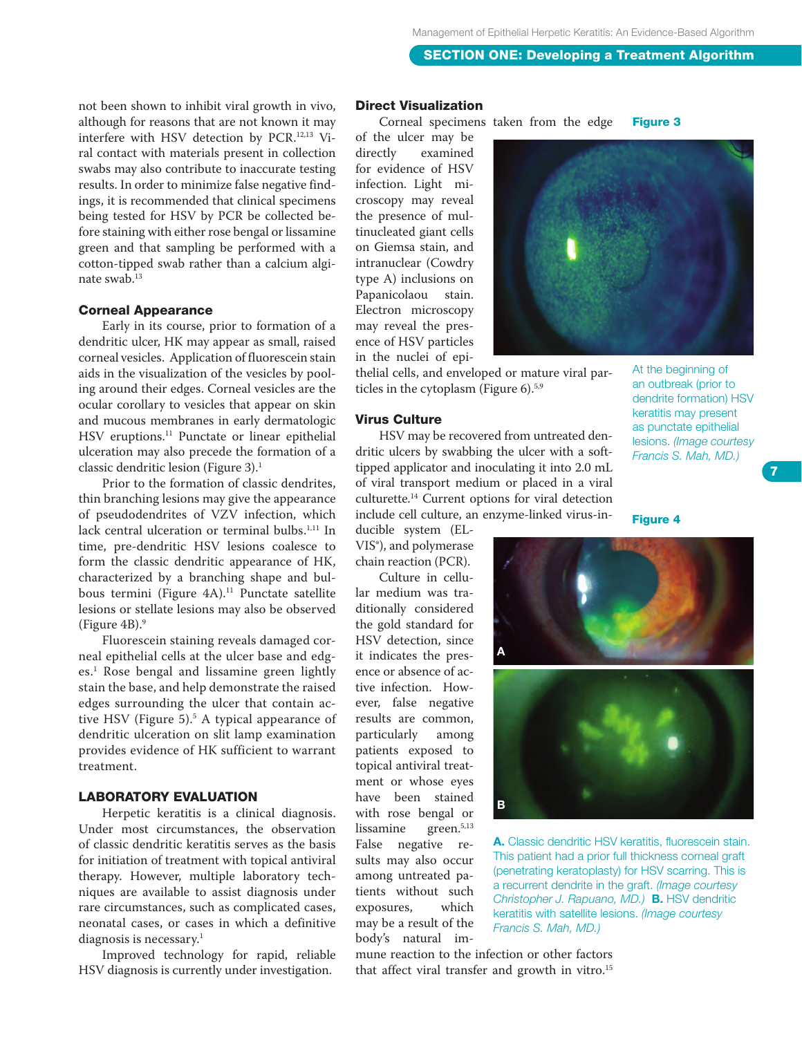not been shown to inhibit viral growth in vivo, although for reasons that are not known it may interfere with HSV detection by PCR.[12,13] Viral contact with materials present in collection swabs may also contribute to inaccurate testing results. In order to minimize false negative findings, it is recommended that clinical specimens being tested for HSV by PCR be collected before staining with either rose bengal or lissamine green and that sampling be performed with a cotton-tipped swab rather than a calcium alginate swab.[13]

### Corneal Appearance

Early in its course, prior to formation of a dendritic ulcer, HK may appear as small, raised corneal vesicles. Application of fluorescein stain aids in the visualization of the vesicles by pooling around their edges. Corneal vesicles are the ocular corollary to vesicles that appear on skin and mucous membranes in early dermatologic HSV eruptions.[11] Punctate or linear epithelial ulceration may also precede the formation of a classic dendritic lesion (Figure 3).[1]

Prior to the formation of classic dendrites, thin branching lesions may give the appearance of pseudodendrites of VZV infection, which lack central ulceration or terminal bulbs.[1,11] In time, pre-dendritic HSV lesions coalesce to form the classic dendritic appearance of HK, characterized by a branching shape and bulbous termini (Figure 4A).[11] Punctate satellite lesions or stellate lesions may also be observed (Figure 4B).[9]

Fluorescein staining reveals damaged corneal epithelial cells at the ulcer base and edges.[1] Rose bengal and lissamine green lightly stain the base, and help demonstrate the raised edges surrounding the ulcer that contain active HSV (Figure 5).[5] A typical appearance of dendritic ulceration on slit lamp examination provides evidence of HK sufficient to warrant treatment.

## LABORATORY EVALUATION

Herpetic keratitis is a clinical diagnosis. Under most circumstances, the observation of classic dendritic keratitis serves as the basis for initiation of treatment with topical antiviral therapy. However, multiple laboratory techniques are available to assist diagnosis under rare circumstances, such as complicated cases, neonatal cases, or cases in which a definitive diagnosis is necessary.[1]

Improved technology for rapid, reliable HSV diagnosis is currently under investigation.

### Direct Visualization

Corneal specimens taken from the edge of the ulcer may be directly examined for evidence of HSV infection. Light microscopy may reveal the presence of multinucleated giant cells on Giemsa stain, and intranuclear (Cowdry type A) inclusions on Papanicolaou stain. Electron microscopy may reveal the presence of HSV particles in the nuclei of epithelial cells, and enveloped or mature viral particles in the cytoplasm (Figure 6).[5,9]

### Virus Culture

HSV may be recovered from untreated dendritic ulcers by swabbing the ulcer with a soft-tipped applicator and inoculating it into 2.0 mL of viral transport medium or placed in a viral culturette.[14] Current options for viral detection include cell culture, an enzyme-linked virus-inducible system (ELVIS®), and polymerase chain reaction (PCR).

Culture in cellular medium was traditionally considered the gold standard for HSV detection, since it indicates the presence or absence of active infection. However, false negative results are common, particularly among patients exposed to topical antiviral treatment or whose eyes have been stained with rose bengal or lissamine green.[5,13] False negative results may also occur among untreated patients without such exposures, which may be a result of the body's natural immune reaction to the infection or other factors that affect viral transfer and growth in vitro.[15]

**Figure 3**

At the beginning of an outbreak (prior to dendrite formation) HSV keratitis may present as punctate epithelial lesions. *(Image courtesy Francis S. Mah, MD.)*

**Figure 4**

**A.** Classic dendritic HSV keratitis, fluorescein stain. This patient had a prior full thickness corneal graft (penetrating keratoplasty) for HSV scarring. This is a recurrent dendrite in the graft. *(Image courtesy Christopher J. Rapuano, MD.)* **B.** HSV dendritic keratitis with satellite lesions. *(Image courtesy Francis S. Mah, MD.)*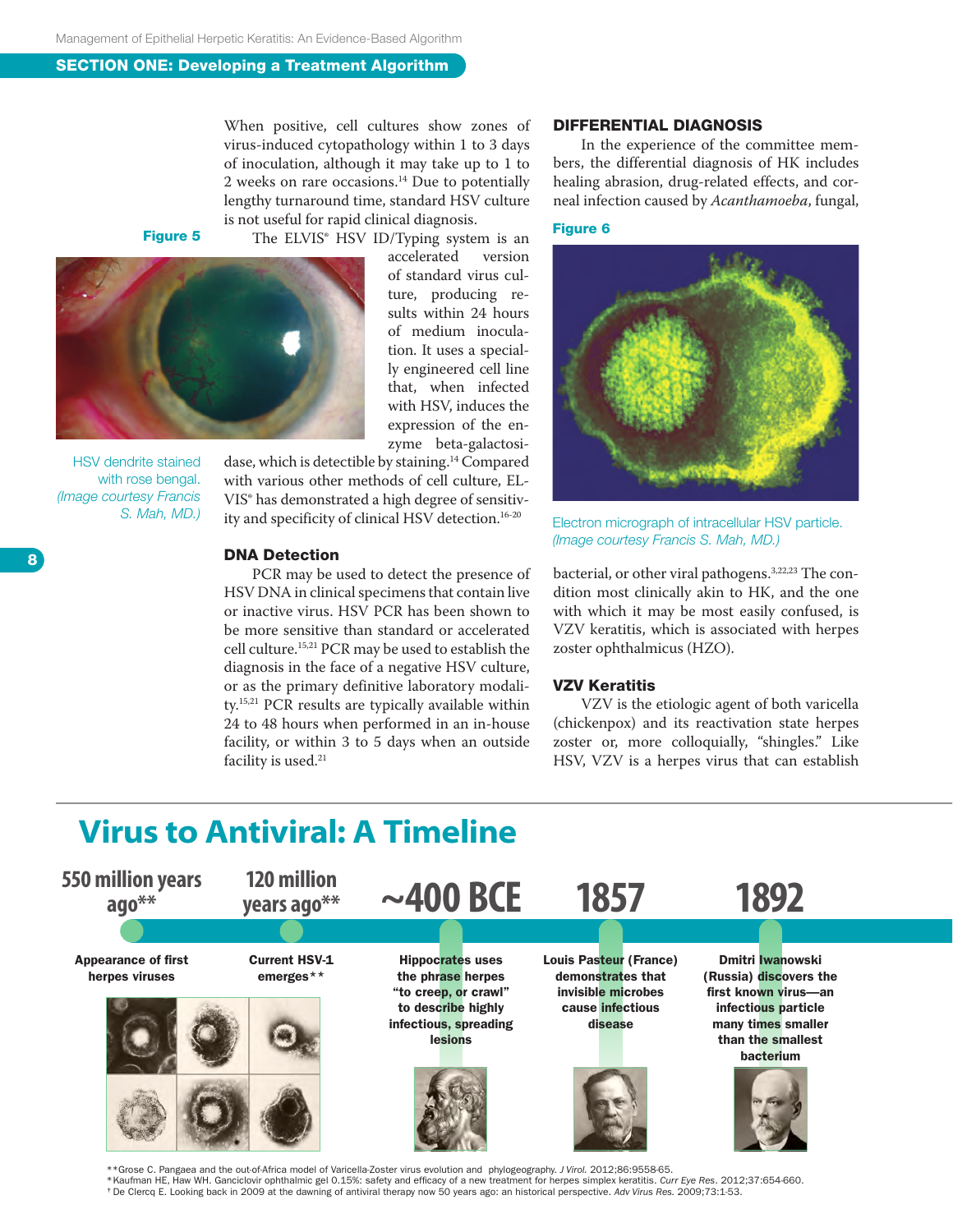When positive, cell cultures show zones of virus-induced cytopathology within 1 to 3 days of inoculation, although it may take up to 1 to 2 weeks on rare occasions.[14] Due to potentially lengthy turnaround time, standard HSV culture is not useful for rapid clinical diagnosis.

The ELVIS® HSV ID/Typing system is an accelerated version of standard virus culture, producing results within 24 hours of medium inoculation. It uses a specially engineered cell line that, when infected with HSV, induces the expression of the enzyme beta-galactosidase, which is detectible by staining.[14] Compared with various other methods of cell culture, ELVIS® has demonstrated a high degree of sensitivity and specificity of clinical HSV detection.[16-20]

**Figure 5**

HSV dendrite stained with rose bengal. *(Image courtesy Francis S. Mah, MD.)*

### DNA Detection

PCR may be used to detect the presence of HSV DNA in clinical specimens that contain live or inactive virus. HSV PCR has been shown to be more sensitive than standard or accelerated cell culture.[15,21] PCR may be used to establish the diagnosis in the face of a negative HSV culture, or as the primary definitive laboratory modality.[15,21] PCR results are typically available within 24 to 48 hours when performed in an in-house facility, or within 3 to 5 days when an outside facility is used.[21]

## DIFFERENTIAL DIAGNOSIS

In the experience of the committee members, the differential diagnosis of HK includes healing abrasion, drug-related effects, and corneal infection caused by *Acanthamoeba*, fungal, bacterial, or other viral pathogens.[3,22,23] The condition most clinically akin to HK, and the one with which it may be most easily confused, is VZV keratitis, which is associated with herpes zoster ophthalmicus (HZO).

**Figure 6**

Electron micrograph of intracellular HSV particle. *(Image courtesy Francis S. Mah, MD.)*

### VZV Keratitis

VZV is the etiologic agent of both varicella (chickenpox) and its reactivation state herpes zoster or, more colloquially, "shingles." Like HSV, VZV is a herpes virus that can establish

## Virus to Antiviral: A Timeline

**550 million years ago**** — Appearance of first herpes viruses

**120 million years ago**** — Current HSV-1 emerges**

**~400 BCE** — Hippocrates uses the phrase herpes "to creep, or crawl" to describe highly infectious, spreading lesions

**1857** — Louis Pasteur (France) demonstrates that invisible microbes cause infectious disease

**1892** — Dmitri Iwanowski (Russia) discovers the first known virus—an infectious particle many times smaller than the smallest bacterium

**Grose C. Pangaea and the out-of-Africa model of Varicella-Zoster virus evolution and phylogeography. *J Virol.* 2012;86:9558-65.
*Kaufman HE, Haw WH. Ganciclovir ophthalmic gel 0.15%: safety and efficacy of a new treatment for herpes simplex keratitis. *Curr Eye Res.* 2012;37:654-660.
† De Clercq E. Looking back in 2009 at the dawning of antiviral therapy now 50 years ago: an historical perspective. *Adv Virus Res.* 2009;73:1-53.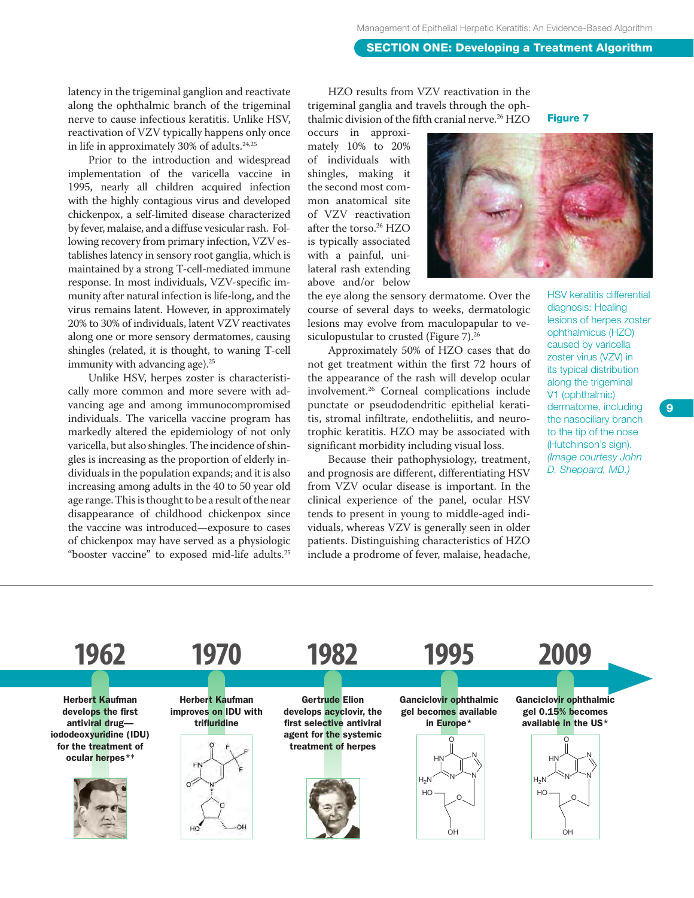latency in the trigeminal ganglion and reactivate along the ophthalmic branch of the trigeminal nerve to cause infectious keratitis. Unlike HSV, reactivation of VZV typically happens only once in life in approximately 30% of adults.[24,25]

Prior to the introduction and widespread implementation of the varicella vaccine in 1995, nearly all children acquired infection with the highly contagious virus and developed chickenpox, a self-limited disease characterized by fever, malaise, and a diffuse vesicular rash. Following recovery from primary infection, VZV establishes latency in sensory root ganglia, which is maintained by a strong T-cell-mediated immune response. In most individuals, VZV-specific immunity after natural infection is life-long, and the virus remains latent. However, in approximately 20% to 30% of individuals, latent VZV reactivates along one or more sensory dermatomes, causing shingles (related, it is thought, to waning T-cell immunity with advancing age).[25]

Unlike HSV, herpes zoster is characteristically more common and more severe with advancing age and among immunocompromised individuals. The varicella vaccine program has markedly altered the epidemiology of not only varicella, but also shingles. The incidence of shingles is increasing as the proportion of elderly individuals in the population expands; and it is also increasing among adults in the 40 to 50 year old age range. This is thought to be a result of the near disappearance of childhood chickenpox since the vaccine was introduced—exposure to cases of chickenpox may have served as a physiologic "booster vaccine" to exposed mid-life adults.[25]

HZO results from VZV reactivation in the trigeminal ganglia and travels through the ophthalmic division of the fifth cranial nerve.[26] HZO occurs in approximately 10% to 20% of individuals with shingles, making it the second most common anatomical site of VZV reactivation after the torso.[26] HZO is typically associated with a painful, unilateral rash extending above and/or below the eye along the sensory dermatome. Over the course of several days to weeks, dermatologic lesions may evolve from maculopapular to vesiculopustular to crusted (Figure 7).[26]

Approximately 50% of HZO cases that do not get treatment within the first 72 hours of the appearance of the rash will develop ocular involvement.[26] Corneal complications include punctate or pseudodendritic epithelial keratitis, stromal infiltrate, endotheliitis, and neurotrophic keratitis. HZO may be associated with significant morbidity including visual loss.

Because their pathophysiology, treatment, and prognosis are different, differentiating HSV from VZV ocular disease is important. In the clinical experience of the panel, ocular HSV tends to present in young to middle-aged individuals, whereas VZV is generally seen in older patients. Distinguishing characteristics of HZO include a prodrome of fever, malaise, headache,

**Figure 7**

HSV keratitis differential diagnosis: Healing lesions of herpes zoster ophthalmicus (HZO) caused by varicella zoster virus (VZV) in its typical distribution along the trigeminal V1 (ophthalmic) dermatome, including the nasociliary branch to the tip of the nose (Hutchinson's sign). *(Image courtesy John D. Sheppard, MD.)*

**1962** — **Herbert Kaufman develops the first antiviral drug—iododeoxyuridine (IDU) for the treatment of ocular herpes*†**

**1970** — **Herbert Kaufman improves on IDU with trifluridine**

**1982** — **Gertrude Elion develops acyclovir, the first selective antiviral agent for the systemic treatment of herpes**

**1995** — **Ganciclovir ophthalmic gel becomes available in Europe***

**2009** — **Ganciclovir ophthalmic gel 0.15% becomes available in the US***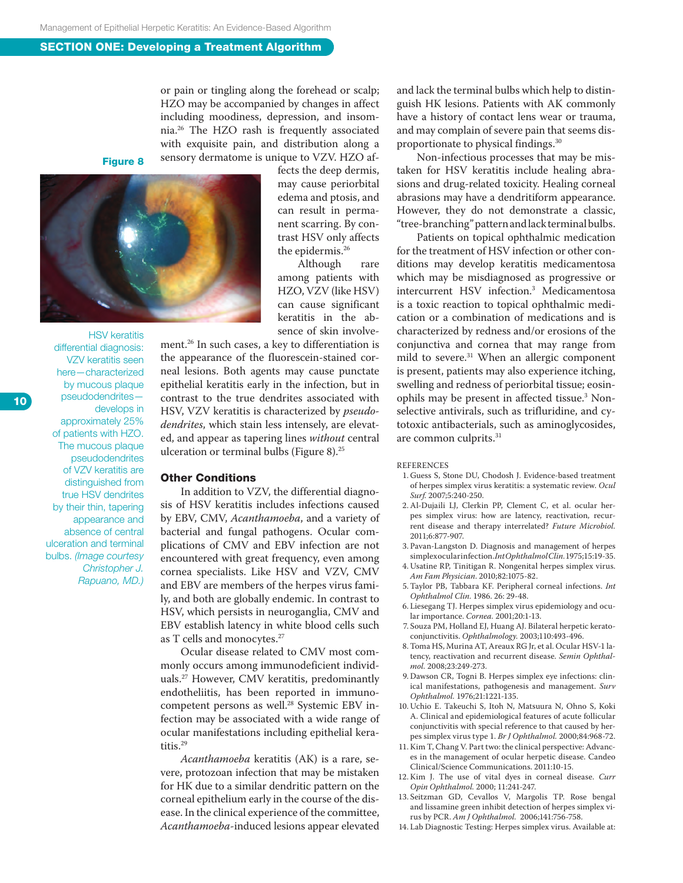## SECTION ONE: Developing a Treatment Algorithm

or pain or tingling along the forehead or scalp; HZO may be accompanied by changes in affect including moodiness, depression, and insomnia.[26] The HZO rash is frequently associated with exquisite pain, and distribution along a sensory dermatome is unique to VZV. HZO affects the deep dermis, may cause periorbital edema and ptosis, and can result in permanent scarring. By contrast HSV only affects the epidermis.[26]

Although rare among patients with HZO, VZV (like HSV) can cause significant keratitis in the absence of skin involvement.[26] In such cases, a key to differentiation is the appearance of the fluorescein-stained corneal lesions. Both agents may cause punctate epithelial keratitis early in the infection, but in contrast to the true dendrites associated with HSV, VZV keratitis is characterized by *pseudodendrites*, which stain less intensely, are elevated, and appear as tapering lines *without* central ulceration or terminal bulbs (Figure 8).[25]

**Figure 8**

HSV keratitis differential diagnosis: VZV keratitis seen here—characterized by mucous plaque pseudodendrites—develops in approximately 25% of patients with HZO. The mucous plaque pseudodendrites of VZV keratitis are distinguished from true HSV dendrites by their thin, tapering appearance and absence of central ulceration and terminal bulbs. *(Image courtesy Christopher J. Rapuano, MD.)*

### Other Conditions

In addition to VZV, the differential diagnosis of HSV keratitis includes infections caused by EBV, CMV, *Acanthamoeba*, and a variety of bacterial and fungal pathogens. Ocular complications of CMV and EBV infection are not encountered with great frequency, even among cornea specialists. Like HSV and VZV, CMV and EBV are members of the herpes virus family, and both are globally endemic. In contrast to HSV, which persists in neuroganglia, CMV and EBV establish latency in white blood cells such as T cells and monocytes.[27]

Ocular disease related to CMV most commonly occurs among immunodeficient individuals.[27] However, CMV keratitis, predominantly endotheliitis, has been reported in immunocompetent persons as well.[28] Systemic EBV infection may be associated with a wide range of ocular manifestations including epithelial keratitis.[29]

*Acanthamoeba* keratitis (AK) is a rare, severe, protozoan infection that may be mistaken for HK due to a similar dendritic pattern on the corneal epithelium early in the course of the disease. In the clinical experience of the committee, *Acanthamoeba*-induced lesions appear elevated and lack the terminal bulbs which help to distinguish HK lesions. Patients with AK commonly have a history of contact lens wear or trauma, and may complain of severe pain that seems disproportionate to physical findings.[30]

Non-infectious processes that may be mistaken for HSV keratitis include healing abrasions and drug-related toxicity. Healing corneal abrasions may have a dendritiform appearance. However, they do not demonstrate a classic, "tree-branching" pattern and lack terminal bulbs.

Patients on topical ophthalmic medication for the treatment of HSV infection or other conditions may develop keratitis medicamentosa which may be misdiagnosed as progressive or intercurrent HSV infection.[3] Medicamentosa is a toxic reaction to topical ophthalmic medication or a combination of medications and is characterized by redness and/or erosions of the conjunctiva and cornea that may range from mild to severe.[31] When an allergic component is present, patients may also experience itching, swelling and redness of periorbital tissue; eosinophils may be present in affected tissue.[3] Nonselective antivirals, such as trifluridine, and cytotoxic antibacterials, such as aminoglycosides, are common culprits.[31]

REFERENCES

1. Guess S, Stone DU, Chodosh J. Evidence-based treatment of herpes simplex virus keratitis: a systematic review. *Ocul Surf.* 2007;5:240-250.
2. Al-Dujaili LJ, Clerkin PP, Clement C, et al. ocular herpes simplex virus: how are latency, reactivation, recurrent disease and therapy interrelated? *Future Microbiol.* 2011;6:877-907.
3. Pavan-Langston D. Diagnosis and management of herpes simplex ocular infection. *Int Ophthalmol Clin.* 1975;15:19-35.
4. Usatine RP, Tinitigan R. Nongenital herpes simplex virus. *Am Fam Physician.* 2010;82:1075-82.
5. Taylor PB, Tabbara KF. Peripheral corneal infections. *Int Ophthalmol Clin.* 1986. 26: 29-48.
6. Liesegang TJ. Herpes simplex virus epidemiology and ocular importance. *Cornea.* 2001;20:1-13.
7. Souza PM, Holland EJ, Huang AJ. Bilateral herpetic keratoconjunctivitis. *Ophthalmology.* 2003;110:493-496.
8. Toma HS, Murina AT, Areaux RG Jr, et al. Ocular HSV-1 latency, reactivation and recurrent disease. *Semin Ophthalmol.* 2008;23:249-273.
9. Dawson CR, Togni B. Herpes simplex eye infections: clinical manifestations, pathogenesis and management. *Surv Ophthalmol.* 1976;21:1221-135.
10. Uchio E. Takeuchi S, Itoh N, Matsuura N, Ohno S, Koki A. Clinical and epidemiological features of acute follicular conjunctivitis with special reference to that caused by herpes simplex virus type 1. *Br J Ophthalmol.* 2000;84:968-72.
11. Kim T, Chang V. Part two: the clinical perspective: Advances in the management of ocular herpetic disease. Candeo Clinical/Science Communications. 2011:10-15.
12. Kim J. The use of vital dyes in corneal disease. *Curr Opin Ophthalmol.* 2000; 11:241-247.
13. Seitzman GD, Cevallos V, Margolis TP. Rose bengal and lissamine green inhibit detection of herpes simplex virus by PCR. *Am J Ophthalmol.* 2006;141:756-758.
14. Lab Diagnostic Testing: Herpes simplex virus. Available at: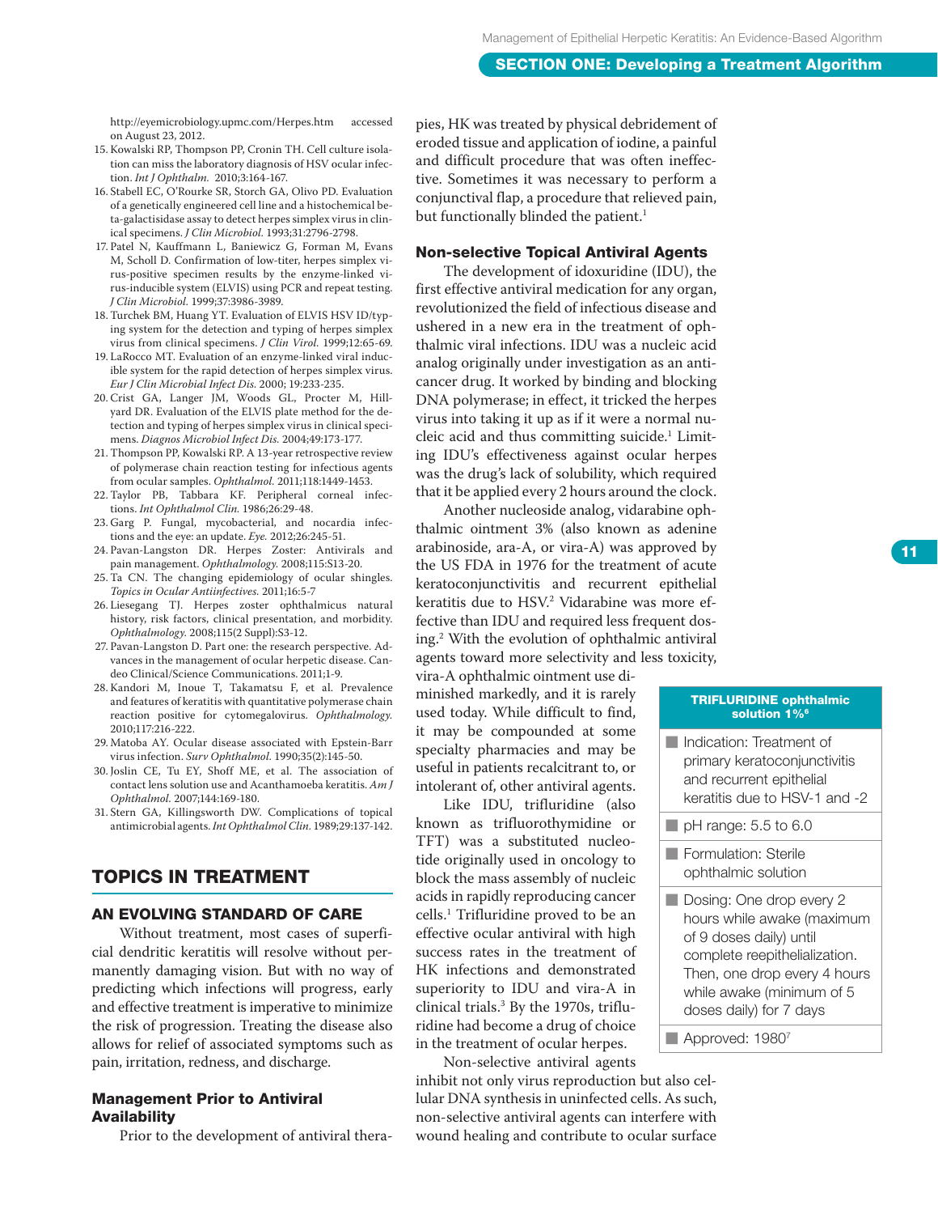http://eyemicrobiology.upmc.com/Herpes.htm accessed on August 23, 2012.

15. Kowalski RP, Thompson PP, Cronin TH. Cell culture isolation can miss the laboratory diagnosis of HSV ocular infection. *Int J Ophthalm.* 2010;3:164-167.
16. Stabell EC, O'Rourke SR, Storch GA, Olivo PD. Evaluation of a genetically engineered cell line and a histochemical beta-galactisidase assay to detect herpes simplex virus in clinical specimens. *J Clin Microbiol.* 1993;31:2796-2798.
17. Patel N, Kauffmann L, Baniewicz G, Forman M, Evans M, Scholl D. Confirmation of low-titer, herpes simplex virus-positive specimen results by the enzyme-linked virus-inducible system (ELVIS) using PCR and repeat testing. *J Clin Microbiol.* 1999;37:3986-3989.
18. Turchek BM, Huang YT. Evaluation of ELVIS HSV ID/typing system for the detection and typing of herpes simplex virus from clinical specimens. *J Clin Virol.* 1999;12:65-69.
19. LaRocco MT. Evaluation of an enzyme-linked viral inducible system for the rapid detection of herpes simplex virus. *Eur J Clin Microbial Infect Dis.* 2000; 19:233-235.
20. Crist GA, Langer JM, Woods GL, Procter M, Hillyard DR. Evaluation of the ELVIS plate method for the detection and typing of herpes simplex virus in clinical specimens. *Diagnos Microbiol Infect Dis.* 2004;49:173-177.
21. Thompson PP, Kowalski RP. A 13-year retrospective review of polymerase chain reaction testing for infectious agents from ocular samples. *Ophthalmol.* 2011;118:1449-1453.
22. Taylor PB, Tabbara KF. Peripheral corneal infections. *Int Ophthalmol Clin.* 1986;26:29-48.
23. Garg P. Fungal, mycobacterial, and nocardia infections and the eye: an update. *Eye.* 2012;26:245-51.
24. Pavan-Langston DR. Herpes Zoster: Antivirals and pain management. *Ophthalmology.* 2008;115:S13-20.
25. Ta CN. The changing epidemiology of ocular shingles. *Topics in Ocular Antiinfectives.* 2011;16:5-7
26. Liesegang TJ. Herpes zoster ophthalmicus natural history, risk factors, clinical presentation, and morbidity. *Ophthalmology.* 2008;115(2 Suppl):S3-12.
27. Pavan-Langston D. Part one: the research perspective. Advances in the management of ocular herpetic disease. Candeo Clinical/Science Communications. 2011;1-9.
28. Kandori M, Inoue T, Takamatsu F, et al. Prevalence and features of keratitis with quantitative polymerase chain reaction positive for cytomegalovirus. *Ophthalmology.* 2010;117:216-222.
29. Matoba AY. Ocular disease associated with Epstein-Barr virus infection. *Surv Ophthalmol.* 1990;35(2):145-50.
30. Joslin CE, Tu EY, Shoff ME, et al. The association of contact lens solution use and Acanthamoeba keratitis. *Am J Ophthalmol.* 2007;144:169-180.
31. Stern GA, Killingsworth DW. Complications of topical antimicrobial agents. *Int Ophthalmol Clin.* 1989;29:137-142.

# TOPICS IN TREATMENT

## AN EVOLVING STANDARD OF CARE

Without treatment, most cases of superficial dendritic keratitis will resolve without permanently damaging vision. But with no way of predicting which infections will progress, early and effective treatment is imperative to minimize the risk of progression. Treating the disease also allows for relief of associated symptoms such as pain, irritation, redness, and discharge.

### Management Prior to Antiviral Availability

Prior to the development of antiviral therapies, HK was treated by physical debridement of eroded tissue and application of iodine, a painful and difficult procedure that was often ineffective. Sometimes it was necessary to perform a conjunctival flap, a procedure that relieved pain, but functionally blinded the patient.[1]

### Non-selective Topical Antiviral Agents

The development of idoxuridine (IDU), the first effective antiviral medication for any organ, revolutionized the field of infectious disease and ushered in a new era in the treatment of ophthalmic viral infections. IDU was a nucleic acid analog originally under investigation as an anticancer drug. It worked by binding and blocking DNA polymerase; in effect, it tricked the herpes virus into taking it up as if it were a normal nucleic acid and thus committing suicide.[1] Limiting IDU's effectiveness against ocular herpes was the drug's lack of solubility, which required that it be applied every 2 hours around the clock.

Another nucleoside analog, vidarabine ophthalmic ointment 3% (also known as adenine arabinoside, ara-A, or vira-A) was approved by the US FDA in 1976 for the treatment of acute keratoconjunctivitis and recurrent epithelial keratitis due to HSV.[2] Vidarabine was more effective than IDU and required less frequent dosing.[2] With the evolution of ophthalmic antiviral agents toward more selectivity and less toxicity, vira-A ophthalmic ointment use diminished markedly, and it is rarely used today. While difficult to find, it may be compounded at some specialty pharmacies and may be useful in patients recalcitrant to, or intolerant of, other antiviral agents.

Like IDU, trifluridine (also known as trifluorothymidine or TFT) was a substituted nucleotide originally used in oncology to block the mass assembly of nucleic acids in rapidly reproducing cancer cells.[1] Trifluridine proved to be an effective ocular antiviral with high success rates in the treatment of HK infections and demonstrated superiority to IDU and vira-A in clinical trials.[3] By the 1970s, trifluridine had become a drug of choice in the treatment of ocular herpes.

| TRIFLURIDINE ophthalmic solution 1%[6] |
|---|
| Indication: Treatment of primary keratoconjunctivitis and recurrent epithelial keratitis due to HSV-1 and -2 |
| pH range: 5.5 to 6.0 |
| Formulation: Sterile ophthalmic solution |
| Dosing: One drop every 2 hours while awake (maximum of 9 doses daily) until complete reepithelialization. Then, one drop every 4 hours while awake (minimum of 5 doses daily) for 7 days |
| Approved: 1980[7] |

Non-selective antiviral agents inhibit not only virus reproduction but also cellular DNA synthesis in uninfected cells. As such, non-selective antiviral agents can interfere with wound healing and contribute to ocular surface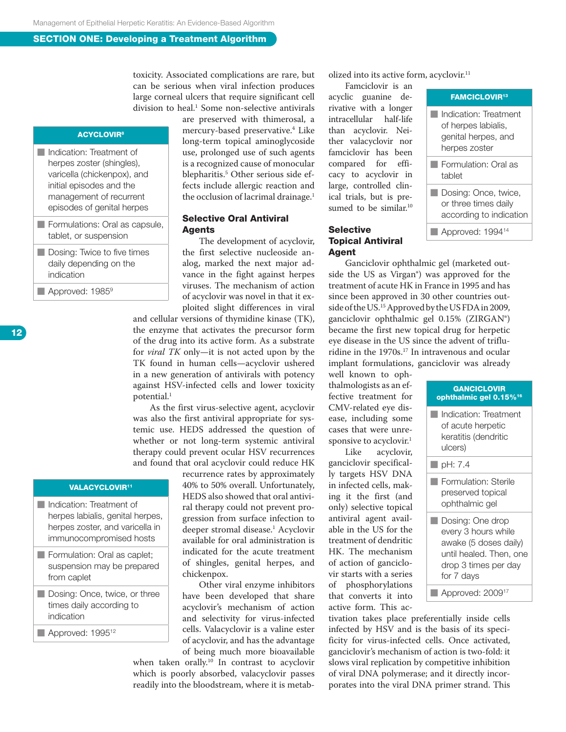toxicity. Associated complications are rare, but can be serious when viral infection produces large corneal ulcers that require significant cell division to heal.[1] Some non-selective antivirals are preserved with thimerosal, a mercury-based preservative.[4] Like long-term topical aminoglycoside use, prolonged use of such agents is a recognized cause of monocular blepharitis.[5] Other serious side effects include allergic reaction and the occlusion of lacrimal drainage.[1]

| ACYCLOVIR[8] |
|---|
| Indication: Treatment of herpes zoster (shingles), varicella (chickenpox), and initial episodes and the management of recurrent episodes of genital herpes |
| Formulations: Oral as capsule, tablet, or suspension |
| Dosing: Twice to five times daily depending on the indication |
| Approved: 1985[9] |

### Selective Oral Antiviral Agents

The development of acyclovir, the first selective nucleoside analog, marked the next major advance in the fight against herpes viruses. The mechanism of action of acyclovir was novel in that it exploited slight differences in viral and cellular versions of thymidine kinase (TK), the enzyme that activates the precursor form of the drug into its active form. As a substrate for *viral TK* only—it is not acted upon by the TK found in human cells—acyclovir ushered in a new generation of antivirals with potency against HSV-infected cells and lower toxicity potential.[1]

As the first virus-selective agent, acyclovir was also the first antiviral appropriate for systemic use. HEDS addressed the question of whether or not long-term systemic antiviral therapy could prevent ocular HSV recurrences and found that oral acyclovir could reduce HK recurrence rates by approximately 40% to 50% overall. Unfortunately, HEDS also showed that oral antiviral therapy could not prevent progression from surface infection to deeper stromal disease.[1] Acyclovir available for oral administration is indicated for the acute treatment of shingles, genital herpes, and chickenpox.

| VALACYCLOVIR[11] |
|---|
| Indication: Treatment of herpes labialis, genital herpes, herpes zoster, and varicella in immunocompromised hosts |
| Formulation: Oral as caplet; suspension may be prepared from caplet |
| Dosing: Once, twice, or three times daily according to indication |
| Approved: 1995[12] |

Other viral enzyme inhibitors have been developed that share acyclovir's mechanism of action and selectivity for virus-infected cells. Valacyclovir is a valine ester of acyclovir, and has the advantage of being much more bioavailable when taken orally.[10] In contrast to acyclovir which is poorly absorbed, valacyclovir passes readily into the bloodstream, where it is metabolized into its active form, acyclovir.[11]

Famciclovir is an acyclic guanine derivative with a longer intracellular half-life than acyclovir. Neither valacyclovir nor famciclovir has been compared for efficacy to acyclovir in large, controlled clinical trials, but is presumed to be similar.[10]

| FAMCICLOVIR[13] |
|---|
| Indication: Treatment of herpes labialis, genital herpes, and herpes zoster |
| Formulation: Oral as tablet |
| Dosing: Once, twice, or three times daily according to indication |
| Approved: 1994[14] |

### Selective Topical Antiviral Agent

Ganciclovir ophthalmic gel (marketed outside the US as Virgan®) was approved for the treatment of acute HK in France in 1995 and has since been approved in 30 other countries outside of the US.[15] Approved by the US FDA in 2009, ganciclovir ophthalmic gel 0.15% (ZIRGAN®) became the first new topical drug for herpetic eye disease in the US since the advent of trifluridine in the 1970s.[17] In intravenous and ocular implant formulations, ganciclovir was already well known to ophthalmologists as an effective treatment for CMV-related eye disease, including some cases that were unresponsive to acyclovir.[1]

| GANCICLOVIR ophthalmic gel 0.15%[16] |
|---|
| Indication: Treatment of acute herpetic keratitis (dendritic ulcers) |
| pH: 7.4 |
| Formulation: Sterile preserved topical ophthalmic gel |
| Dosing: One drop every 3 hours while awake (5 doses daily) until healed. Then, one drop 3 times per day for 7 days |
| Approved: 2009[17] |

Like acyclovir, ganciclovir specifically targets HSV DNA in infected cells, making it the first (and only) selective topical antiviral agent available in the US for the treatment of dendritic HK. The mechanism of action of ganciclovir starts with a series of phosphorylations that converts it into active form. This activation takes place preferentially inside cells infected by HSV and is the basis of its specificity for virus-infected cells. Once activated, ganciclovir's mechanism of action is two-fold: it slows viral replication by competitive inhibition of viral DNA polymerase; and it directly incorporates into the viral DNA primer strand. This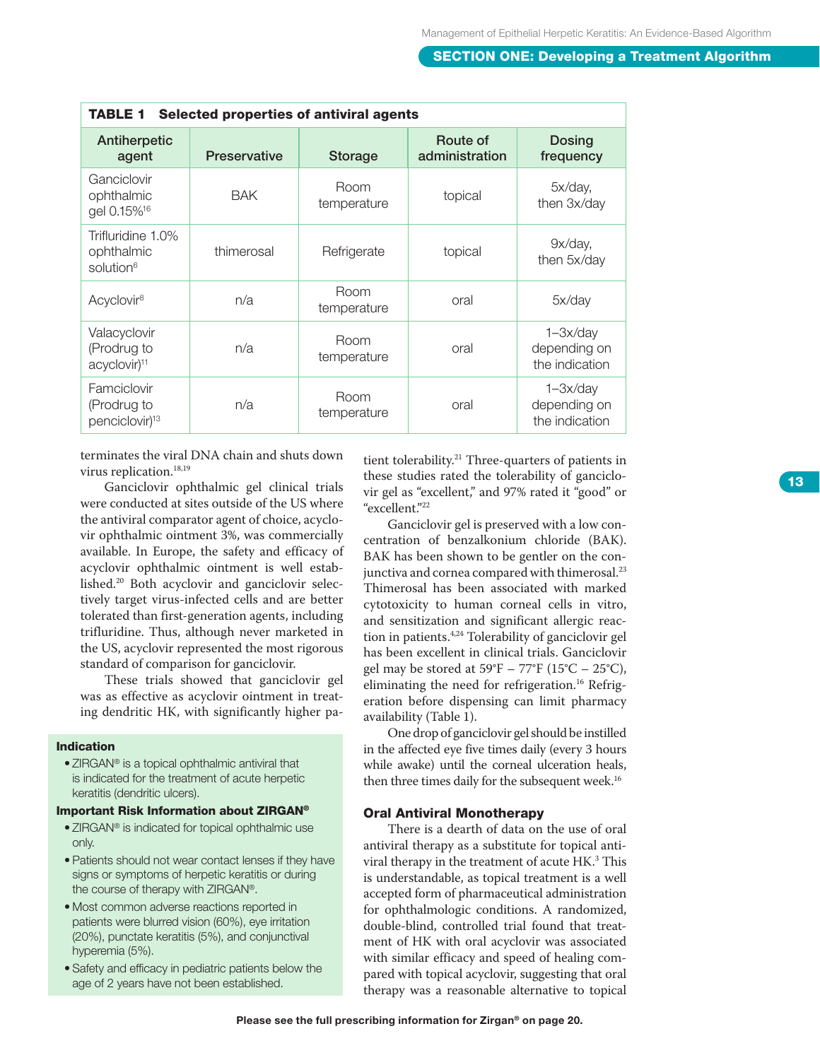**TABLE 1 Selected properties of antiviral agents**

| Antiherpetic agent | Preservative | Storage | Route of administration | Dosing frequency |
|---|---|---|---|---|
| Ganciclovir ophthalmic gel 0.15%[16] | BAK | Room temperature | topical | 5x/day, then 3x/day |
| Trifluridine 1.0% ophthalmic solution[6] | thimerosal | Refrigerate | topical | 9x/day, then 5x/day |
| Acyclovir[8] | n/a | Room temperature | oral | 5x/day |
| Valacyclovir (Prodrug to acyclovir)[11] | n/a | Room temperature | oral | 1–3x/day depending on the indication |
| Famciclovir (Prodrug to penciclovir)[13] | n/a | Room temperature | oral | 1–3x/day depending on the indication |

terminates the viral DNA chain and shuts down virus replication.[18,19]

Ganciclovir ophthalmic gel clinical trials were conducted at sites outside of the US where the antiviral comparator agent of choice, acyclovir ophthalmic ointment 3%, was commercially available. In Europe, the safety and efficacy of acyclovir ophthalmic ointment is well established.[20] Both acyclovir and ganciclovir selectively target virus-infected cells and are better tolerated than first-generation agents, including trifluridine. Thus, although never marketed in the US, acyclovir represented the most rigorous standard of comparison for ganciclovir.

These trials showed that ganciclovir gel was as effective as acyclovir ointment in treating dendritic HK, with significantly higher patient tolerability.[21] Three-quarters of patients in these studies rated the tolerability of ganciclovir gel as "excellent," and 97% rated it "good" or "excellent."[22]

Ganciclovir gel is preserved with a low concentration of benzalkonium chloride (BAK). BAK has been shown to be gentler on the conjunctiva and cornea compared with thimerosal.[23] Thimerosal has been associated with marked cytotoxicity to human corneal cells in vitro, and sensitization and significant allergic reaction in patients.[4,24] Tolerability of ganciclovir gel has been excellent in clinical trials. Ganciclovir gel may be stored at 59°F – 77°F (15°C – 25°C), eliminating the need for refrigeration.[16] Refrigeration before dispensing can limit pharmacy availability (Table 1).

One drop of ganciclovir gel should be instilled in the affected eye five times daily (every 3 hours while awake) until the corneal ulceration heals, then three times daily for the subsequent week.[16]

### Oral Antiviral Monotherapy

There is a dearth of data on the use of oral antiviral therapy as a substitute for topical antiviral therapy in the treatment of acute HK.[3] This is understandable, as topical treatment is a well accepted form of pharmaceutical administration for ophthalmologic conditions. A randomized, double-blind, controlled trial found that treatment of HK with oral acyclovir was associated with similar efficacy and speed of healing compared with topical acyclovir, suggesting that oral therapy was a reasonable alternative to topical

**Indication**

- ZIRGAN® is a topical ophthalmic antiviral that is indicated for the treatment of acute herpetic keratitis (dendritic ulcers).

**Important Risk Information about ZIRGAN®**

- ZIRGAN® is indicated for topical ophthalmic use only.
- Patients should not wear contact lenses if they have signs or symptoms of herpetic keratitis or during the course of therapy with ZIRGAN®.
- Most common adverse reactions reported in patients were blurred vision (60%), eye irritation (20%), punctate keratitis (5%), and conjunctival hyperemia (5%).
- Safety and efficacy in pediatric patients below the age of 2 years have not been established.

**Please see the full prescribing information for Zirgan® on page 20.**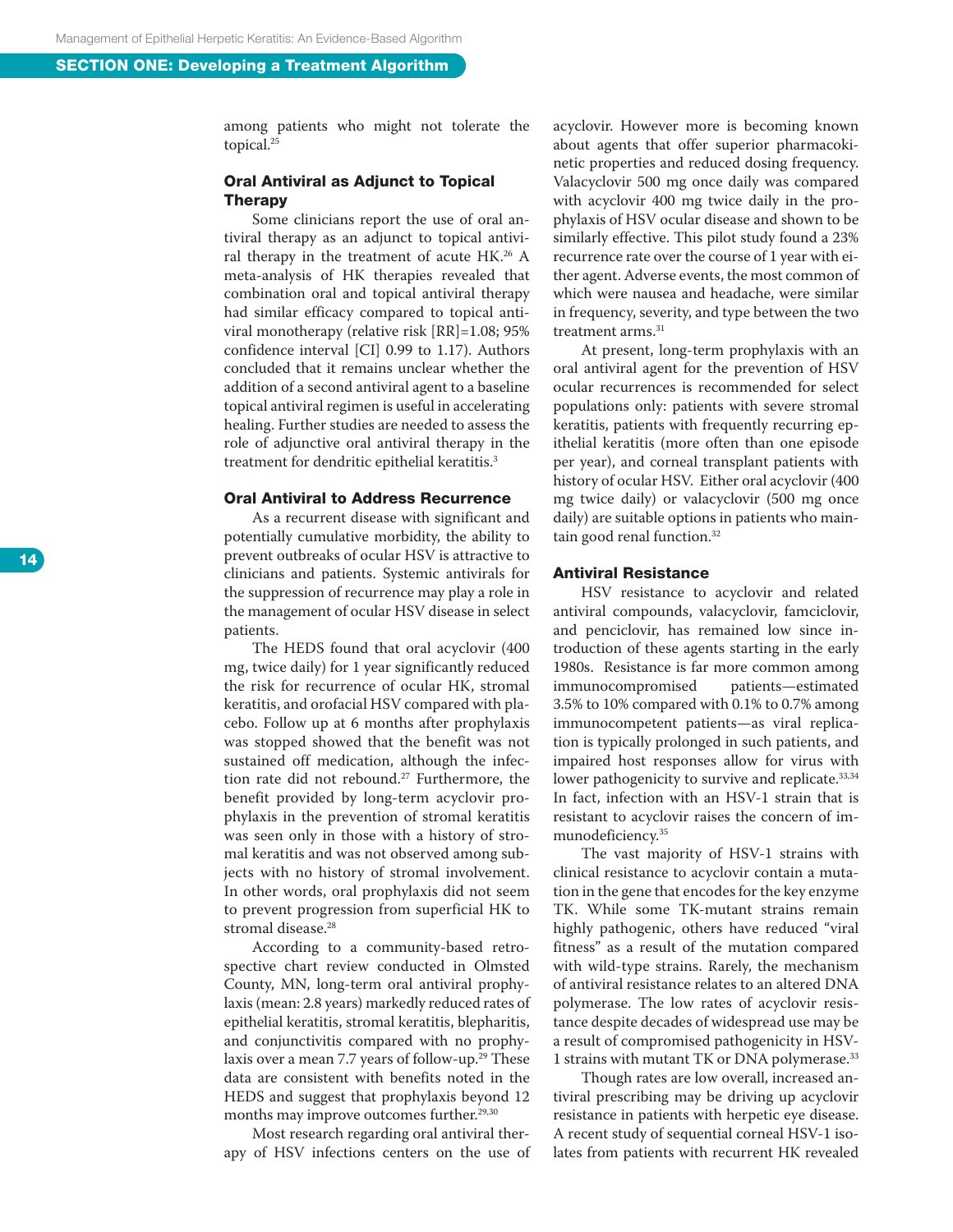among patients who might not tolerate the topical.[25]

### Oral Antiviral as Adjunct to Topical Therapy

Some clinicians report the use of oral antiviral therapy as an adjunct to topical antiviral therapy in the treatment of acute HK.[26] A meta-analysis of HK therapies revealed that combination oral and topical antiviral therapy had similar efficacy compared to topical antiviral monotherapy (relative risk [RR]=1.08; 95% confidence interval [CI] 0.99 to 1.17). Authors concluded that it remains unclear whether the addition of a second antiviral agent to a baseline topical antiviral regimen is useful in accelerating healing. Further studies are needed to assess the role of adjunctive oral antiviral therapy in the treatment for dendritic epithelial keratitis.[3]

### Oral Antiviral to Address Recurrence

As a recurrent disease with significant and potentially cumulative morbidity, the ability to prevent outbreaks of ocular HSV is attractive to clinicians and patients. Systemic antivirals for the suppression of recurrence may play a role in the management of ocular HSV disease in select patients.

The HEDS found that oral acyclovir (400 mg, twice daily) for 1 year significantly reduced the risk for recurrence of ocular HK, stromal keratitis, and orofacial HSV compared with placebo. Follow up at 6 months after prophylaxis was stopped showed that the benefit was not sustained off medication, although the infection rate did not rebound.[27] Furthermore, the benefit provided by long-term acyclovir prophylaxis in the prevention of stromal keratitis was seen only in those with a history of stromal keratitis and was not observed among subjects with no history of stromal involvement. In other words, oral prophylaxis did not seem to prevent progression from superficial HK to stromal disease.[28]

According to a community-based retrospective chart review conducted in Olmsted County, MN, long-term oral antiviral prophylaxis (mean: 2.8 years) markedly reduced rates of epithelial keratitis, stromal keratitis, blepharitis, and conjunctivitis compared with no prophylaxis over a mean 7.7 years of follow-up.[29] These data are consistent with benefits noted in the HEDS and suggest that prophylaxis beyond 12 months may improve outcomes further.[29,30]

Most research regarding oral antiviral therapy of HSV infections centers on the use of acyclovir. However more is becoming known about agents that offer superior pharmacokinetic properties and reduced dosing frequency. Valacyclovir 500 mg once daily was compared with acyclovir 400 mg twice daily in the prophylaxis of HSV ocular disease and shown to be similarly effective. This pilot study found a 23% recurrence rate over the course of 1 year with either agent. Adverse events, the most common of which were nausea and headache, were similar in frequency, severity, and type between the two treatment arms.[31]

At present, long-term prophylaxis with an oral antiviral agent for the prevention of HSV ocular recurrences is recommended for select populations only: patients with severe stromal keratitis, patients with frequently recurring epithelial keratitis (more often than one episode per year), and corneal transplant patients with history of ocular HSV. Either oral acyclovir (400 mg twice daily) or valacyclovir (500 mg once daily) are suitable options in patients who maintain good renal function.[32]

### Antiviral Resistance

HSV resistance to acyclovir and related antiviral compounds, valacyclovir, famciclovir, and penciclovir, has remained low since introduction of these agents starting in the early 1980s. Resistance is far more common among immunocompromised patients—estimated 3.5% to 10% compared with 0.1% to 0.7% among immunocompetent patients—as viral replication is typically prolonged in such patients, and impaired host responses allow for virus with lower pathogenicity to survive and replicate.[33,34] In fact, infection with an HSV-1 strain that is resistant to acyclovir raises the concern of immunodeficiency.[35]

The vast majority of HSV-1 strains with clinical resistance to acyclovir contain a mutation in the gene that encodes for the key enzyme TK. While some TK-mutant strains remain highly pathogenic, others have reduced "viral fitness" as a result of the mutation compared with wild-type strains. Rarely, the mechanism of antiviral resistance relates to an altered DNA polymerase. The low rates of acyclovir resistance despite decades of widespread use may be a result of compromised pathogenicity in HSV-1 strains with mutant TK or DNA polymerase.[33]

Though rates are low overall, increased antiviral prescribing may be driving up acyclovir resistance in patients with herpetic eye disease. A recent study of sequential corneal HSV-1 isolates from patients with recurrent HK revealed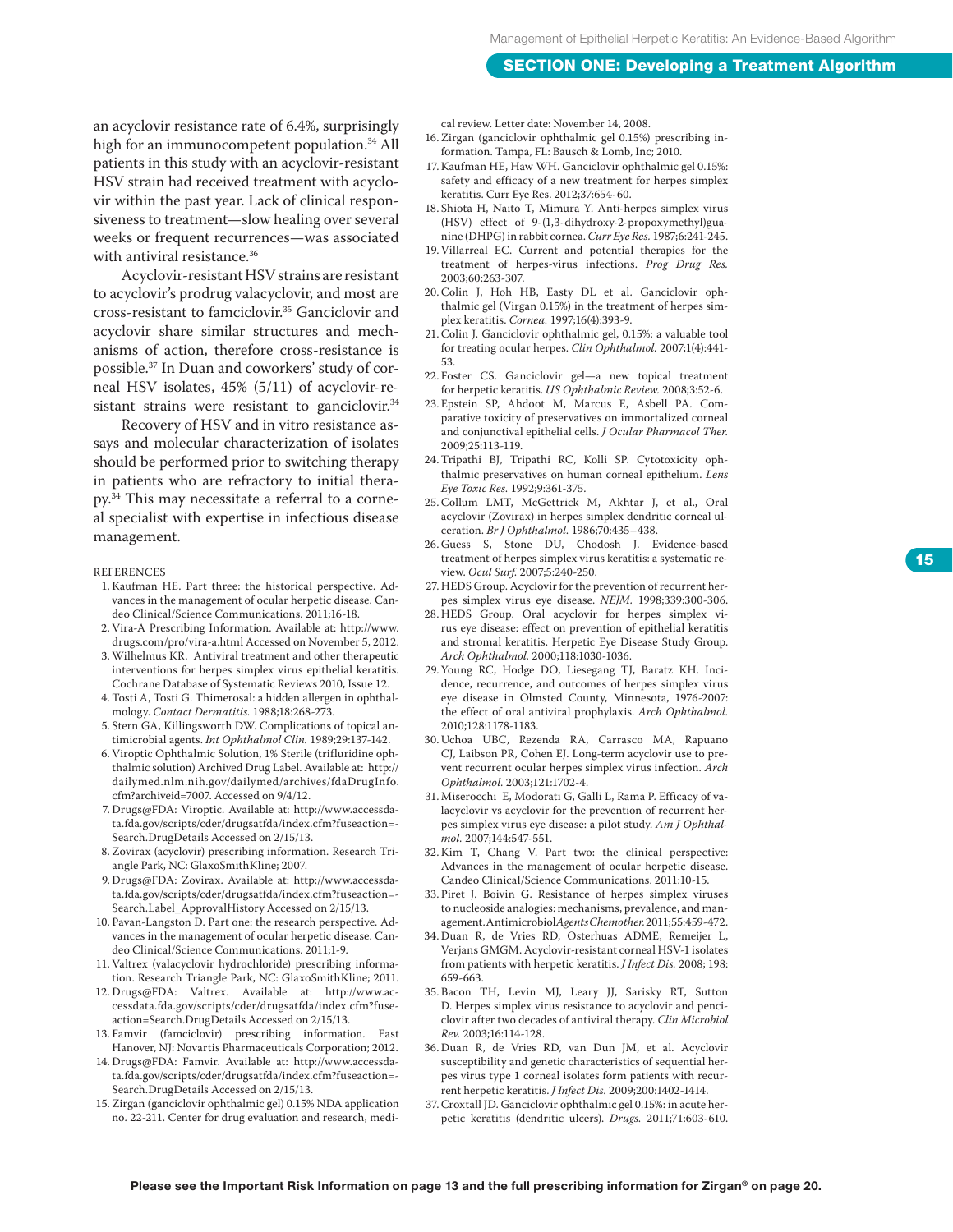an acyclovir resistance rate of 6.4%, surprisingly high for an immunocompetent population.[34] All patients in this study with an acyclovir-resistant HSV strain had received treatment with acyclovir within the past year. Lack of clinical responsiveness to treatment—slow healing over several weeks or frequent recurrences—was associated with antiviral resistance.[36]

Acyclovir-resistant HSV strains are resistant to acyclovir's prodrug valacyclovir, and most are cross-resistant to famciclovir.[35] Ganciclovir and acyclovir share similar structures and mechanisms of action, therefore cross-resistance is possible.[37] In Duan and coworkers' study of corneal HSV isolates, 45% (5/11) of acyclovir-resistant strains were resistant to ganciclovir.[34]

Recovery of HSV and in vitro resistance assays and molecular characterization of isolates should be performed prior to switching therapy in patients who are refractory to initial therapy.[34] This may necessitate a referral to a corneal specialist with expertise in infectious disease management.

REFERENCES

1. Kaufman HE. Part three: the historical perspective. Advances in the management of ocular herpetic disease. Candeo Clinical/Science Communications. 2011;16-18.
2. Vira-A Prescribing Information. Available at: http://www.drugs.com/pro/vira-a.html Accessed on November 5, 2012.
3. Wilhelmus KR. Antiviral treatment and other therapeutic interventions for herpes simplex virus epithelial keratitis. Cochrane Database of Systematic Reviews 2010, Issue 12.
4. Tosti A, Tosti G. Thimerosal: a hidden allergen in ophthalmology. *Contact Dermatitis.* 1988;18:268-273.
5. Stern GA, Killingsworth DW. Complications of topical antimicrobial agents. *Int Ophthalmol Clin.* 1989;29:137-142.
6. Viroptic Ophthalmic Solution, 1% Sterile (trifluridine ophthalmic solution) Archived Drug Label. Available at: http://dailymed.nlm.nih.gov/dailymed/archives/fdaDrugInfo.cfm?archiveid=7007. Accessed on 9/4/12.
7. Drugs@FDA: Viroptic. Available at: http://www.accessdata.fda.gov/scripts/cder/drugsatfda/index.cfm?fuseaction=Search.DrugDetails Accessed on 2/15/13.
8. Zovirax (acyclovir) prescribing information. Research Triangle Park, NC: GlaxoSmithKline; 2007.
9. Drugs@FDA: Zovirax. Available at: http://www.accessdata.fda.gov/scripts/cder/drugsatfda/index.cfm?fuseaction=Search.Label_ApprovalHistory Accessed on 2/15/13.
10. Pavan-Langston D. Part one: the research perspective. Advances in the management of ocular herpetic disease. Candeo Clinical/Science Communications. 2011;1-9.
11. Valtrex (valacyclovir hydrochloride) prescribing information. Research Triangle Park, NC: GlaxoSmithKline; 2011.
12. Drugs@FDA: Valtrex. Available at: http://www.accessdata.fda.gov/scripts/cder/drugsatfda/index.cfm?fuseaction=Search.DrugDetails Accessed on 2/15/13.
13. Famvir (famciclovir) prescribing information. East Hanover, NJ: Novartis Pharmaceuticals Corporation; 2012.
14. Drugs@FDA: Famvir. Available at: http://www.accessdata.fda.gov/scripts/cder/drugsatfda/index.cfm?fuseaction=Search.DrugDetails Accessed on 2/15/13.
15. Zirgan (ganciclovir ophthalmic gel) 0.15% NDA application no. 22-211. Center for drug evaluation and research, medical review. Letter date: November 14, 2008.
16. Zirgan (ganciclovir ophthalmic gel 0.15%) prescribing information. Tampa, FL: Bausch & Lomb, Inc; 2010.
17. Kaufman HE, Haw WH. Ganciclovir ophthalmic gel 0.15%: safety and efficacy of a new treatment for herpes simplex keratitis. Curr Eye Res. 2012;37:654-60.
18. Shiota H, Naito T, Mimura Y. Anti-herpes simplex virus (HSV) effect of 9-(1,3-dihydroxy-2-propoxymethyl)guanine (DHPG) in rabbit cornea. *Curr Eye Res.* 1987;6:241-245.
19. Villarreal EC. Current and potential therapies for the treatment of herpes-virus infections. *Prog Drug Res.* 2003;60:263-307.
20. Colin J, Hoh HB, Easty DL et al. Ganciclovir ophthalmic gel (Virgan 0.15%) in the treatment of herpes simplex keratitis. *Cornea.* 1997;16(4):393-9.
21. Colin J. Ganciclovir ophthalmic gel, 0.15%: a valuable tool for treating ocular herpes. *Clin Ophthalmol.* 2007;1(4):441-53.
22. Foster CS. Ganciclovir gel—a new topical treatment for herpetic keratitis. *US Ophthalmic Review.* 2008;3:52-6.
23. Epstein SP, Ahdoot M, Marcus E, Asbell PA. Comparative toxicity of preservatives on immortalized corneal and conjunctival epithelial cells. *J Ocular Pharmacol Ther.* 2009;25:113-119.
24. Tripathi BJ, Tripathi RC, Kolli SP. Cytotoxicity ophthalmic preservatives on human corneal epithelium. *Lens Eye Toxic Res.* 1992;9:361-375.
25. Collum LMT, McGettrick M, Akhtar J, et al., Oral acyclovir (Zovirax) in herpes simplex dendritic corneal ulceration. *Br J Ophthalmol.* 1986;70:435–438.
26. Guess S, Stone DU, Chodosh J. Evidence-based treatment of herpes simplex virus keratitis: a systematic review. *Ocul Surf.* 2007;5:240-250.
27. HEDS Group. Acyclovir for the prevention of recurrent herpes simplex virus eye disease. *NEJM.* 1998;339:300-306.
28. HEDS Group. Oral acyclovir for herpes simplex virus eye disease: effect on prevention of epithelial keratitis and stromal keratitis. Herpetic Eye Disease Study Group. *Arch Ophthalmol.* 2000;118:1030-1036.
29. Young RC, Hodge DO, Liesegang TJ, Baratz KH. Incidence, recurrence, and outcomes of herpes simplex virus eye disease in Olmsted County, Minnesota, 1976-2007: the effect of oral antiviral prophylaxis. *Arch Ophthalmol.* 2010;128:1178-1183.
30. Uchoa UBC, Rezenda RA, Carrasco MA, Rapuano CJ, Laibson PR, Cohen EJ. Long-term acyclovir use to prevent recurrent ocular herpes simplex virus infection. *Arch Ophthalmol.* 2003;121:1702-4.
31. Miserocchi E, Modorati G, Galli L, Rama P. Efficacy of valacyclovir vs acyclovir for the prevention of recurrent herpes simplex virus eye disease: a pilot study. *Am J Ophthalmol.* 2007;144:547-551.
32. Kim T, Chang V. Part two: the clinical perspective: Advances in the management of ocular herpetic disease. Candeo Clinical/Science Communications. 2011:10-15.
33. Piret J. Boivin G. Resistance of herpes simplex viruses to nucleoside analogies: mechanisms, prevalence, and management. *Antimicrobiol Agents Chemother.* 2011;55:459-472.
34. Duan R, de Vries RD, Osterhuas ADME, Remeijer L, Verjans GMGM. Acyclovir-resistant corneal HSV-1 isolates from patients with herpetic keratitis. *J Infect Dis.* 2008; 198: 659-663.
35. Bacon TH, Levin MJ, Leary JJ, Sarisky RT, Sutton D. Herpes simplex virus resistance to acyclovir and penciclovir after two decades of antiviral therapy. *Clin Microbiol Rev.* 2003;16:114-128.
36. Duan R, de Vries RD, van Dun JM, et al. Acyclovir susceptibility and genetic characteristics of sequential herpes virus type 1 corneal isolates form patients with recurrent herpetic keratitis. *J Infect Dis.* 2009;200:1402-1414.
37. Croxtall JD. Ganciclovir ophthalmic gel 0.15%: in acute herpetic keratitis (dendritic ulcers). *Drugs.* 2011;71:603-610.

**Please see the Important Risk Information on page 13 and the full prescribing information for Zirgan® on page 20.**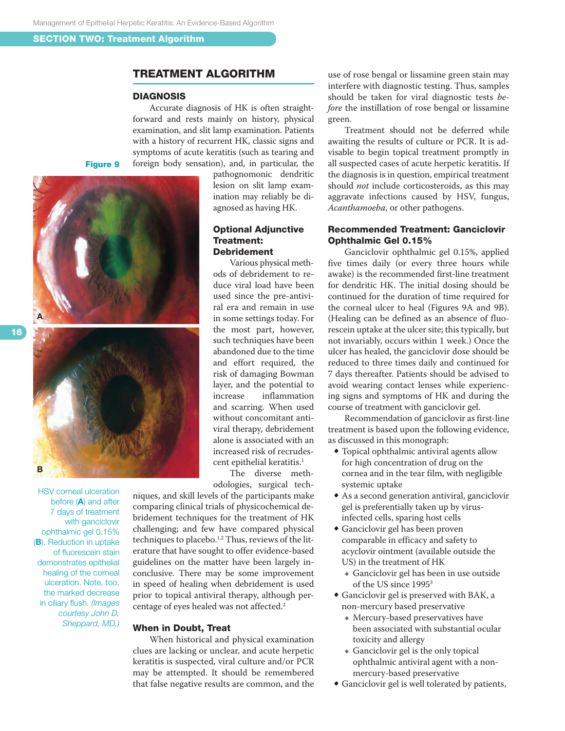## SECTION TWO: Treatment Algorithm

# TREATMENT ALGORITHM

## DIAGNOSIS

Accurate diagnosis of HK is often straightforward and rests mainly on history, physical examination, and slit lamp examination. Patients with a history of recurrent HK, classic signs and symptoms of acute keratitis (such as tearing and foreign body sensation), and, in particular, the pathognomonic dendritic lesion on slit lamp examination may reliably be diagnosed as having HK.

**Figure 9**

HSV corneal ulceration before (**A**) and after 7 days of treatment with ganciclovir ophthalmic gel 0.15% (**B**). Reduction in uptake of fluorescein stain demonstrates epithelial healing of the corneal ulceration. Note, too, the marked decrease in ciliary flush. *(Images courtesy John D. Sheppard, MD.)*

### Optional Adjunctive Treatment: Debridement

Various physical methods of debridement to reduce viral load have been used since the pre-antiviral era and remain in use in some settings today. For the most part, however, such techniques have been abandoned due to the time and effort required, the risk of damaging Bowman layer, and the potential to increase inflammation and scarring. When used without concomitant antiviral therapy, debridement alone is associated with an increased risk of recrudescent epithelial keratitis.[1]

The diverse methodologies, surgical techniques, and skill levels of the participants make comparing clinical trials of physicochemical debridement techniques for the treatment of HK challenging; and few have compared physical techniques to placebo.[1,2] Thus, reviews of the literature that have sought to offer evidence-based guidelines on the matter have been largely inconclusive. There may be some improvement in speed of healing when debridement is used prior to topical antiviral therapy, although percentage of eyes healed was not affected.[2]

### When in Doubt, Treat

When historical and physical examination clues are lacking or unclear, and acute herpetic keratitis is suspected, viral culture and/or PCR may be attempted. It should be remembered that false negative results are common, and the use of rose bengal or lissamine green stain may interfere with diagnostic testing. Thus, samples should be taken for viral diagnostic tests *before* the instillation of rose bengal or lissamine green.

Treatment should not be deferred while awaiting the results of culture or PCR. It is advisable to begin topical treatment promptly in all suspected cases of acute herpetic keratitis. If the diagnosis is in question, empirical treatment should *not* include corticosteroids, as this may aggravate infections caused by HSV, fungus, *Acanthamoeba*, or other pathogens.

### Recommended Treatment: Ganciclovir Ophthalmic Gel 0.15%

Ganciclovir ophthalmic gel 0.15%, applied five times daily (or every three hours while awake) is the recommended first-line treatment for dendritic HK. The initial dosing should be continued for the duration of time required for the corneal ulcer to heal (Figures 9A and 9B). (Healing can be defined as an absence of fluorescein uptake at the ulcer site; this typically, but not invariably, occurs within 1 week.) Once the ulcer has healed, the ganciclovir dose should be reduced to three times daily and continued for 7 days thereafter. Patients should be advised to avoid wearing contact lenses while experiencing signs and symptoms of HK and during the course of treatment with ganciclovir gel.

Recommendation of ganciclovir as first-line treatment is based upon the following evidence, as discussed in this monograph:

- Topical ophthalmic antiviral agents allow for high concentration of drug on the cornea and in the tear film, with negligible systemic uptake
- As a second generation antiviral, ganciclovir gel is preferentially taken up by virus-infected cells, sparing host cells
- Ganciclovir gel has been proven comparable in efficacy and safety to acyclovir ointment (available outside the US) in the treatment of HK
  - Ganciclovir gel has been in use outside of the US since 1995[3]
- Ganciclovir gel is preserved with BAK, a non-mercury based preservative
  - Mercury-based preservatives have been associated with substantial ocular toxicity and allergy
  - Ganciclovir gel is the only topical ophthalmic antiviral agent with a non-mercury-based preservative
- Ganciclovir gel is well tolerated by patients,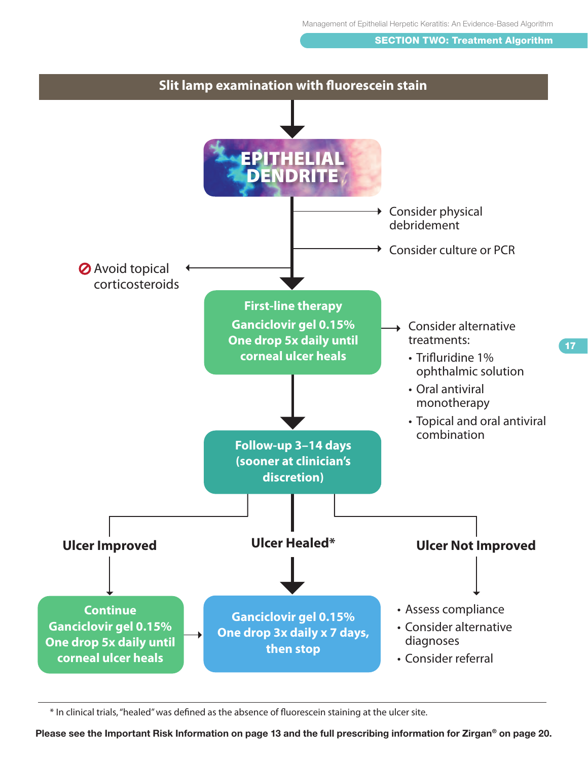## SECTION TWO: Treatment Algorithm

**Slit lamp examination with fluorescein stain**

↓

**EPITHELIAL DENDRITE**

- → Consider physical debridement
- → Consider culture or PCR
- ⊘ Avoid topical corticosteroids

↓

**First-line therapy**
**Ganciclovir gel 0.15%**
**One drop 5x daily until corneal ulcer heals**

→ Consider alternative treatments:

- Trifluridine 1% ophthalmic solution
- Oral antiviral monotherapy
- Topical and oral antiviral combination

↓

**Follow-up 3–14 days (sooner at clinician's discretion)**

**Ulcer Improved**

↓

**Continue Ganciclovir gel 0.15% One drop 5x daily until corneal ulcer heals**

→ **Ganciclovir gel 0.15% One drop 3x daily x 7 days, then stop**

**Ulcer Healed***

↓

**Ganciclovir gel 0.15% One drop 3x daily x 7 days, then stop**

**Ulcer Not Improved**

↓

- Assess compliance
- Consider alternative diagnoses
- Consider referral

---

* In clinical trials, "healed" was defined as the absence of fluorescein staining at the ulcer site.

**Please see the Important Risk Information on page 13 and the full prescribing information for Zirgan® on page 20.**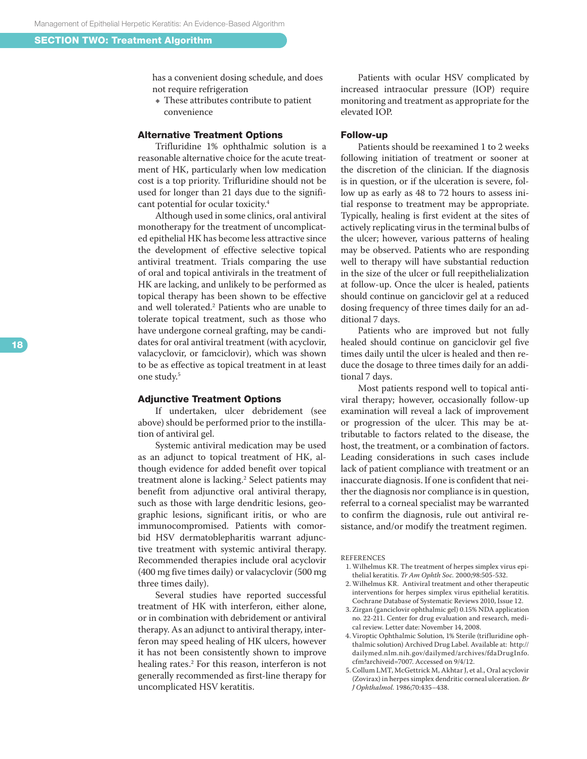has a convenient dosing schedule, and does not require refrigeration

- These attributes contribute to patient convenience

### Alternative Treatment Options

Trifluridine 1% ophthalmic solution is a reasonable alternative choice for the acute treatment of HK, particularly when low medication cost is a top priority. Trifluridine should not be used for longer than 21 days due to the significant potential for ocular toxicity.[4]

Although used in some clinics, oral antiviral monotherapy for the treatment of uncomplicated epithelial HK has become less attractive since the development of effective selective topical antiviral treatment. Trials comparing the use of oral and topical antivirals in the treatment of HK are lacking, and unlikely to be performed as topical therapy has been shown to be effective and well tolerated.[2] Patients who are unable to tolerate topical treatment, such as those who have undergone corneal grafting, may be candidates for oral antiviral treatment (with acyclovir, valacyclovir, or famciclovir), which was shown to be as effective as topical treatment in at least one study.[5]

### Adjunctive Treatment Options

If undertaken, ulcer debridement (see above) should be performed prior to the instillation of antiviral gel.

Systemic antiviral medication may be used as an adjunct to topical treatment of HK, although evidence for added benefit over topical treatment alone is lacking.[2] Select patients may benefit from adjunctive oral antiviral therapy, such as those with large dendritic lesions, geographic lesions, significant iritis, or who are immunocompromised. Patients with comorbid HSV dermatoblepharitis warrant adjunctive treatment with systemic antiviral therapy. Recommended therapies include oral acyclovir (400 mg five times daily) or valacyclovir (500 mg three times daily).

Several studies have reported successful treatment of HK with interferon, either alone, or in combination with debridement or antiviral therapy. As an adjunct to antiviral therapy, interferon may speed healing of HK ulcers, however it has not been consistently shown to improve healing rates.[2] For this reason, interferon is not generally recommended as first-line therapy for uncomplicated HSV keratitis.

Patients with ocular HSV complicated by increased intraocular pressure (IOP) require monitoring and treatment as appropriate for the elevated IOP.

### Follow-up

Patients should be reexamined 1 to 2 weeks following initiation of treatment or sooner at the discretion of the clinician. If the diagnosis is in question, or if the ulceration is severe, follow up as early as 48 to 72 hours to assess initial response to treatment may be appropriate. Typically, healing is first evident at the sites of actively replicating virus in the terminal bulbs of the ulcer; however, various patterns of healing may be observed. Patients who are responding well to therapy will have substantial reduction in the size of the ulcer or full reepithelialization at follow-up. Once the ulcer is healed, patients should continue on ganciclovir gel at a reduced dosing frequency of three times daily for an additional 7 days.

Patients who are improved but not fully healed should continue on ganciclovir gel five times daily until the ulcer is healed and then reduce the dosage to three times daily for an additional 7 days.

Most patients respond well to topical antiviral therapy; however, occasionally follow-up examination will reveal a lack of improvement or progression of the ulcer. This may be attributable to factors related to the disease, the host, the treatment, or a combination of factors. Leading considerations in such cases include lack of patient compliance with treatment or an inaccurate diagnosis. If one is confident that neither the diagnosis nor compliance is in question, referral to a corneal specialist may be warranted to confirm the diagnosis, rule out antiviral resistance, and/or modify the treatment regimen.

REFERENCES

1. Wilhelmus KR. The treatment of herpes simplex virus epithelial keratitis. *Tr Am Ophth Soc.* 2000;98:505-532.
2. Wilhelmus KR. Antiviral treatment and other therapeutic interventions for herpes simplex virus epithelial keratitis. Cochrane Database of Systematic Reviews 2010, Issue 12.
3. Zirgan (ganciclovir ophthalmic gel) 0.15% NDA application no. 22-211. Center for drug evaluation and research, medical review. Letter date: November 14, 2008.
4. Viroptic Ophthalmic Solution, 1% Sterile (trifluridine ophthalmic solution) Archived Drug Label. Available at: http://dailymed.nlm.nih.gov/dailymed/archives/fdaDrugInfo.cfm?archiveid=7007. Accessed on 9/4/12.
5. Collum LMT, McGettrick M, Akhtar J, et al., Oral acyclovir (Zovirax) in herpes simplex dendritic corneal ulceration. *Br J Ophthalmol.* 1986;70:435–438.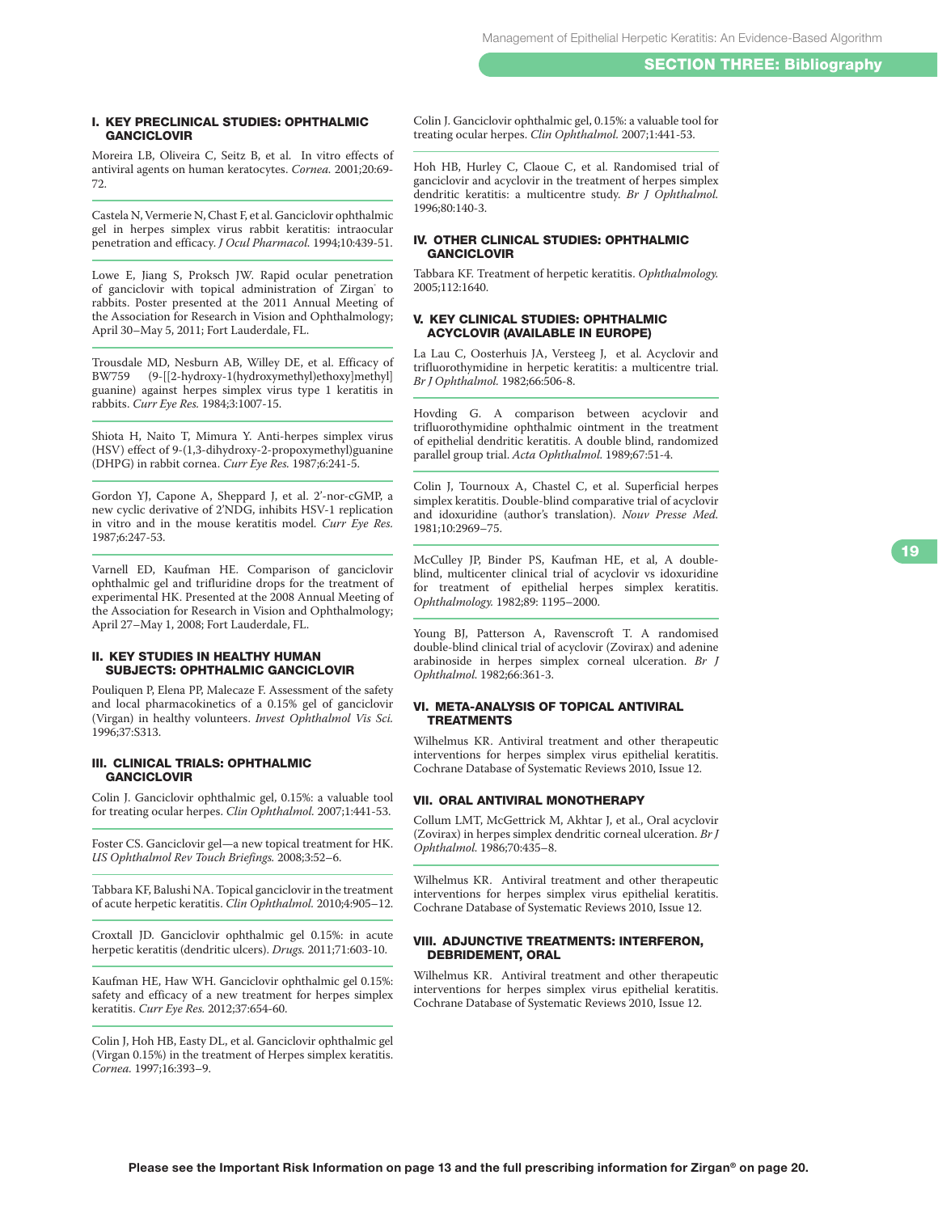## SECTION THREE: Bibliography

### I. KEY PRECLINICAL STUDIES: OPHTHALMIC GANCICLOVIR

Moreira LB, Oliveira C, Seitz B, et al. In vitro effects of antiviral agents on human keratocytes. *Cornea.* 2001;20:69-72.

Castela N, Vermerie N, Chast F, et al. Ganciclovir ophthalmic gel in herpes simplex virus rabbit keratitis: intraocular penetration and efficacy. *J Ocul Pharmacol.* 1994;10:439-51.

Lowe E, Jiang S, Proksch JW. Rapid ocular penetration of ganciclovir with topical administration of Zirgan® to rabbits. Poster presented at the 2011 Annual Meeting of the Association for Research in Vision and Ophthalmology; April 30–May 5, 2011; Fort Lauderdale, FL.

Trousdale MD, Nesburn AB, Willey DE, et al. Efficacy of BW759 (9-[[2-hydroxy-1(hydroxymethyl)ethoxy]methyl] guanine) against herpes simplex virus type 1 keratitis in rabbits. *Curr Eye Res.* 1984;3:1007-15.

Shiota H, Naito T, Mimura Y. Anti-herpes simplex virus (HSV) effect of 9-(1,3-dihydroxy-2-propoxymethyl)guanine (DHPG) in rabbit cornea. *Curr Eye Res.* 1987;6:241-5.

Gordon YJ, Capone A, Sheppard J, et al. 2'-nor-cGMP, a new cyclic derivative of 2'NDG, inhibits HSV-1 replication in vitro and in the mouse keratitis model. *Curr Eye Res.* 1987;6:247-53.

Varnell ED, Kaufman HE. Comparison of ganciclovir ophthalmic gel and trifluridine drops for the treatment of experimental HK. Presented at the 2008 Annual Meeting of the Association for Research in Vision and Ophthalmology; April 27–May 1, 2008; Fort Lauderdale, FL.

### II. KEY STUDIES IN HEALTHY HUMAN SUBJECTS: OPHTHALMIC GANCICLOVIR

Pouliquen P, Elena PP, Malecaze F. Assessment of the safety and local pharmacokinetics of a 0.15% gel of ganciclovir (Virgan) in healthy volunteers. *Invest Ophthalmol Vis Sci.* 1996;37:S313.

### III. CLINICAL TRIALS: OPHTHALMIC GANCICLOVIR

Colin J. Ganciclovir ophthalmic gel, 0.15%: a valuable tool for treating ocular herpes. *Clin Ophthalmol.* 2007;1:441-53.

Foster CS. Ganciclovir gel—a new topical treatment for HK. *US Ophthalmol Rev Touch Briefings.* 2008;3:52–6.

Tabbara KF, Balushi NA. Topical ganciclovir in the treatment of acute herpetic keratitis. *Clin Ophthalmol.* 2010;4:905–12.

Croxtall JD. Ganciclovir ophthalmic gel 0.15%: in acute herpetic keratitis (dendritic ulcers). *Drugs.* 2011;71:603-10.

Kaufman HE, Haw WH. Ganciclovir ophthalmic gel 0.15%: safety and efficacy of a new treatment for herpes simplex keratitis. *Curr Eye Res.* 2012;37:654-60.

Colin J, Hoh HB, Easty DL, et al. Ganciclovir ophthalmic gel (Virgan 0.15%) in the treatment of Herpes simplex keratitis. *Cornea.* 1997;16:393–9.

Colin J. Ganciclovir ophthalmic gel, 0.15%: a valuable tool for treating ocular herpes. *Clin Ophthalmol.* 2007;1:441-53.

Hoh HB, Hurley C, Claoue C, et al. Randomised trial of ganciclovir and acyclovir in the treatment of herpes simplex dendritic keratitis: a multicentre study. *Br J Ophthalmol.* 1996;80:140-3.

### IV. OTHER CLINICAL STUDIES: OPHTHALMIC GANCICLOVIR

Tabbara KF. Treatment of herpetic keratitis. *Ophthalmology.* 2005;112:1640.

### V. KEY CLINICAL STUDIES: OPHTHALMIC ACYCLOVIR (AVAILABLE IN EUROPE)

La Lau C, Oosterhuis JA, Versteeg J, et al. Acyclovir and trifluorothymidine in herpetic keratitis: a multicentre trial. *Br J Ophthalmol.* 1982;66:506-8.

Hovding G. A comparison between acyclovir and trifluorothymidine ophthalmic ointment in the treatment of epithelial dendritic keratitis. A double blind, randomized parallel group trial. *Acta Ophthalmol.* 1989;67:51-4.

Colin J, Tournoux A, Chastel C, et al. Superficial herpes simplex keratitis. Double-blind comparative trial of acyclovir and idoxuridine (author's translation). *Nouv Presse Med.* 1981;10:2969–75.

McCulley JP, Binder PS, Kaufman HE, et al, A double-blind, multicenter clinical trial of acyclovir vs idoxuridine for treatment of epithelial herpes simplex keratitis. *Ophthalmology.* 1982;89: 1195–2000.

Young BJ, Patterson A, Ravenscroft T. A randomised double-blind clinical trial of acyclovir (Zovirax) and adenine arabinoside in herpes simplex corneal ulceration. *Br J Ophthalmol.* 1982;66:361-3.

### VI. META-ANALYSIS OF TOPICAL ANTIVIRAL TREATMENTS

Wilhelmus KR. Antiviral treatment and other therapeutic interventions for herpes simplex virus epithelial keratitis. Cochrane Database of Systematic Reviews 2010, Issue 12.

### VII. ORAL ANTIVIRAL MONOTHERAPY

Collum LMT, McGettrick M, Akhtar J, et al., Oral acyclovir (Zovirax) in herpes simplex dendritic corneal ulceration. *Br J Ophthalmol.* 1986;70:435–8.

Wilhelmus KR. Antiviral treatment and other therapeutic interventions for herpes simplex virus epithelial keratitis. Cochrane Database of Systematic Reviews 2010, Issue 12.

### VIII. ADJUNCTIVE TREATMENTS: INTERFERON, DEBRIDEMENT, ORAL

Wilhelmus KR. Antiviral treatment and other therapeutic interventions for herpes simplex virus epithelial keratitis. Cochrane Database of Systematic Reviews 2010, Issue 12.

**Please see the Important Risk Information on page 13 and the full prescribing information for Zirgan® on page 20.**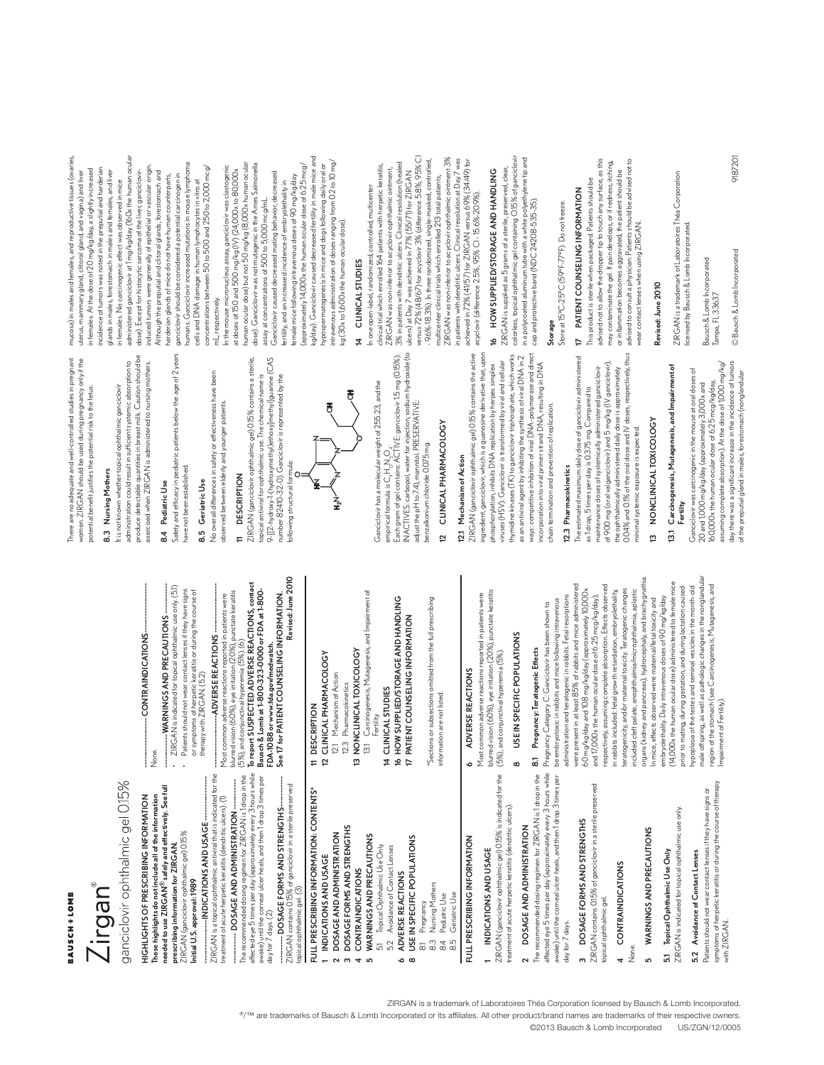**BAUSCH + LOMB**

# Zirgan®

ganciclovir ophthalmic gel 0.15%

**HIGHLIGHTS OF PRESCRIBING INFORMATION**

**These highlights do not include all of the information needed to use ZIRGAN® safely and effectively. See full prescribing information for ZIRGAN.**

ZIRGAN (ganciclovir ophthalmic gel) 0.15%

**Initial U.S. approval: 1989**

**INDICATIONS AND USAGE**

ZIRGAN is a topical ophthalmic antiviral that is indicated for the treatment of acute herpetic keratitis (dendritic ulcers). (1)

**DOSAGE AND ADMINISTRATION**

The recommended dosing regimen for ZIRGAN is 1 drop in the affected eye 5 times per day (approximately every 3 hours while awake) until the corneal ulcer heals, and then 1 drop 3 times per day for 7 days. (2)

**DOSAGE FORMS AND STRENGTHS**

ZIRGAN contains 0.15% of ganciclovir in a sterile preserved topical ophthalmic gel. (3)

**CONTRAINDICATIONS**

None.

**WARNINGS AND PRECAUTIONS**

- ZIRGAN is indicated for topical ophthalmic use only. (5.1)
- Patients should not wear contact lenses if they have signs or symptoms of herpetic keratitis or during the course of therapy with ZIRGAN. (5.2)

**ADVERSE REACTIONS**

Most common adverse reactions reported in patients were blurred vision (60%), eye irritation (20%), punctate keratitis (5%), and conjunctival hyperemia (5%). (6)

**To report SUSPECTED ADVERSE REACTIONS, contact Bausch & Lomb at 1-800-323-0000 or FDA at 1-800-FDA-1088 or www.fda.gov/medwatch.**

**See 17 for PATIENT COUNSELING INFORMATION.**

**Revised: June 2010**

**FULL PRESCRIBING INFORMATION: CONTENTS***

**1 INDICATIONS AND USAGE**
**2 DOSAGE AND ADMINISTRATION**
**3 DOSAGE FORMS AND STRENGTHS**
**4 CONTRAINDICATIONS**
**5 WARNINGS AND PRECAUTIONS**
- 5.1 Topical Ophthalmic Use Only
- 5.2 Avoidance of Contact Lenses

**6 ADVERSE REACTIONS**
**8 USE IN SPECIFIC POPULATIONS**
- 8.1 Pregnancy
- 8.3 Nursing Mothers
- 8.4 Pediatric Use
- 8.5 Geriatric Use

**11 DESCRIPTION**
**12 CLINICAL PHARMACOLOGY**
- 12.1 Mechanism of Action
- 12.3 Pharmacokinetics

**13 NONCLINICAL TOXICOLOGY**
- 13.1 Carcinogenesis, Mutagenesis, and Impairment of Fertility

**14 CLINICAL STUDIES**
**16 HOW SUPPLIED/STORAGE AND HANDLING**
**17 PATIENT COUNSELING INFORMATION**

*Sections or subsections omitted from the full prescribing information are not listed.

## FULL PRESCRIBING INFORMATION

### 1 INDICATIONS AND USAGE

ZIRGAN (ganciclovir ophthalmic gel) 0.15% is indicated for the treatment of acute herpetic keratitis (dendritic ulcers).

### 2 DOSAGE AND ADMINISTRATION

The recommended dosing regimen for ZIRGAN is 1 drop in the affected eye 5 times per day (approximately every 3 hours while awake) until the corneal ulcer heals, and then 1 drop 3 times per day for 7 days.

### 3 DOSAGE FORMS AND STRENGTHS

ZIRGAN contains 0.15% of ganciclovir in a sterile preserved topical ophthalmic gel.

### 4 CONTRAINDICATIONS

None.

### 5 WARNINGS AND PRECAUTIONS

**5.1 Topical Ophthalmic Use Only**

ZIRGAN is indicated for topical ophthalmic use only.

**5.2 Avoidance of Contact Lenses**

Patients should not wear contact lenses if they have signs or symptoms of herpetic keratitis or during the course of therapy with ZIRGAN.

### 6 ADVERSE REACTIONS

Most common adverse reactions reported in patients were blurred vision (60%), eye irritation (20%), punctate keratitis (5%), and conjunctival hyperemia (5%).

### 8 USE IN SPECIFIC POPULATIONS

**8.1 Pregnancy Teratogenic Effects**

Pregnancy Category C. Ganciclovir has been shown to be embryotoxic in rabbits and mice following intravenous administration and teratogenic in rabbits. Fetal resorptions were present in at least 85% of rabbits and mice administered 60 mg/kg/day and 108 mg/kg/day (approximately 10,000x and 17,000x the human ocular dose of 6.25 mcg/kg/day), respectively, assuming complete absorption. Effects observed in rabbits included: fetal growth retardation, embryolethality, teratogenicity, and/or maternal toxicity. Teratogenic changes included cleft palate, anophthalmia/microphthalmia, aplastic organs (kidney and pancreas), hydrocephaly, and brachygnathia. In mice, effects observed were maternal/fetal toxicity and embryolethality. Daily intravenous doses of 90 mg/kg/day (14,000x the human ocular dose) administered to female mice prior to mating, during gestation, and during lactation caused hypoplasia of the testes and seminal vesicles in the month-old male offspring, as well as pathologic changes in the nonglandular region of the stomach (see Carcinogenesis, Mutagenesis, and Impairment of Fertility).

There are no adequate and well-controlled studies in pregnant women. ZIRGAN should be used during pregnancy only if the potential benefit justifies the potential risk to the fetus.

**8.3 Nursing Mothers**

It is not known whether topical ophthalmic ganciclovir administration could result in sufficient systemic absorption to produce detectable quantities in breast milk. Caution should be exercised when ZIRGAN is administered to nursing mothers.

**8.4 Pediatric Use**

Safety and efficacy in pediatric patients below the age of 2 years have not been established.

**8.5 Geriatric Use**

No overall differences in safety or effectiveness have been observed between elderly and younger patients.

### 11 DESCRIPTION

ZIRGAN (ganciclovir ophthalmic gel) 0.15% contains a sterile, topical antiviral for ophthalmic use. The chemical name is 9-[[2-hydroxy-1-(hydroxymethyl)ethoxy]methyl]guanine (CAS number 82410-32-0). Ganciclovir is represented by the following structural formula:

Ganciclovir has a molecular weight of 255.23, and the empirical formula is $C_9H_{13}N_5O_4$.

Each gram of gel contains: ACTIVE: ganciclovir 1.5 mg (0.15%). INACTIVES: carbopol, water for injection, sodium hydroxide (to adjust the pH to 7.4), mannitol. PRESERVATIVE: benzalkonium chloride 0.075 mg.

### 12 CLINICAL PHARMACOLOGY

**12.1 Mechanism of Action**

ZIRGAN (ganciclovir ophthalmic gel) 0.15% contains the active ingredient, ganciclovir, which is a guanosine derivative that, upon phosphorylation, inhibits DNA replication by herpes simplex viruses (HSV). Ganciclovir is transformed by viral and cellular thymidine kinases (TK) to ganciclovir triphosphate, which works as an antiviral agent by inhibiting the synthesis of viral DNA in 2 ways: competitive inhibition of viral DNA-polymerase and direct incorporation into viral primer strand DNA, resulting in DNA chain termination and prevention of replication.

**12.3 Pharmacokinetics**

The estimated maximum daily dose of ganciclovir administered as 1 drop, 5 times per day is 0.375 mg. Compared to maintenance doses of systemically administered ganciclovir of 900 mg (oral valganciclovir) and 5 mg/kg (IV ganciclovir), the ophthalmically administered daily dose is approximately 0.04% and 0.1% of the oral dose and IV doses, respectively, thus minimal systemic exposure is expected.

### 13 NONCLINICAL TOXICOLOGY

**13.1 Carcinogenesis, Mutagenesis, and Impairment of Fertility**

Ganciclovir was carcinogenic in the mouse at oral doses of 20 and 1,000 mg/kg/day (approximately 3,000x and 160,000x the human ocular dose of 6.25 mcg/kg/day, assuming complete absorption). At the dose of 1,000 mg/kg/day there was a significant increase in the incidence of tumors of the preputial gland in males, forestomach (nonglandular mucosa) in males and females, and reproductive tissues (ovaries, uterus, mammary gland, clitoral gland, and vagina) and liver in females. At the dose of 20 mg/kg/day, a slightly increased incidence of tumors was noted in the preputial and harderian glands in males, forestomach in males and females, and liver in females. No carcinogenic effect was observed in mice administered ganciclovir at 1 mg/kg/day (160x the human ocular dose). Except for histocytic sarcoma of the liver, ganciclovir-induced tumors were generally of epithelial or vascular origin. Although the preputial and clitoral glands, forestomach and harderian glands of mice do not have human counterparts, ganciclovir should be considered a potential carcinogen in humans. Ganciclovir increased mutations in mouse lymphoma cells and DNA damage in human lymphocytes in vitro at concentrations between 50 to 500 and 250 to 2,000 mcg/mL, respectively.

In the mouse micronucleus assay, ganciclovir was clastogenic at doses of 150 and 500 mg/kg (IV) (24,000x to 80,000x human ocular dose) but not 50 mg/kg (8,000x human ocular dose). Ganciclovir was not mutagenic in the Ames Salmonella assay at concentrations of 500 to 5,000 mcg/mL.

Ganciclovir caused decreased mating behavior, decreased fertility, and an increased incidence of embryolethality in female mice following intravenous doses of 90 mg/kg/day (approximately 14,000x the human ocular dose of 6.25 mcg/kg/day). Ganciclovir caused decreased fertility in male mice and hypospermatogenesis in mice and dogs following daily oral or intravenous administration of doses ranging from 0.2 to 10 mg/kg (30x to 1,600x the human ocular dose).

### 14 CLINICAL STUDIES

In one open-label, randomized, controlled, multicenter clinical trial which enrolled 164 patients with herpetic keratitis, ZIRGAN was non-inferior to acyclovir ophthalmic ointment, 3% in patients with dendritic ulcers. Clinical resolution (healed ulcers) at Day 7 was achieved in 77% (55/71) for ZIRGAN versus 72% (48/67) for acyclovir 3% (difference 5.8%, 95% CI -9.6%-18.3%). In three randomized, single-masked, controlled, multicenter clinical trials which enrolled 213 total patients, ZIRGAN was non-inferior to acyclovir ophthalmic ointment 3% in patients with dendritic ulcers. Clinical resolution at Day 7 was achieved in 72% (41/57) for ZIRGAN versus 69% (34/49) for acyclovir (difference 2.5%, 95% CI -15.6%-20.9%).

### 16 HOW SUPPLIED/STORAGE AND HANDLING

ZIRGAN is supplied as 5 grams of a sterile, preserved, clear, colorless, topical ophthalmic gel containing 0.15% of ganciclovir in a polycoated aluminum tube with a white polyethylene tip and cap and protective band (NDC 24208-535-35).

**Storage**

Store at 15°C-25°C (59°F-77°F). Do not freeze.

### 17 PATIENT COUNSELING INFORMATION

This product is sterile when packaged. Patients should be advised not to allow the dropper tip to touch any surface, as this may contaminate the gel. If pain develops, or if redness, itching, or inflammation becomes aggravated, the patient should be advised to consult a physician. Patients should be advised not to wear contact lenses when using ZIRGAN.

**Revised: June 2010**

ZIRGAN is a trademark of Laboratoires Théa Corporation licensed by Bausch & Lomb Incorporated.

Bausch & Lomb Incorporated
Tampa, FL 33637

© Bausch & Lomb Incorporated

9187201

ZIRGAN is a trademark of Laboratoires Théa Corporation licensed by Bausch & Lomb Incorporated.
®/™ are trademarks of Bausch & Lomb Incorporated or its affiliates. All other product/brand names are trademarks of their respective owners.
©2013 Bausch & Lomb Incorporated US/ZGN/12/0005